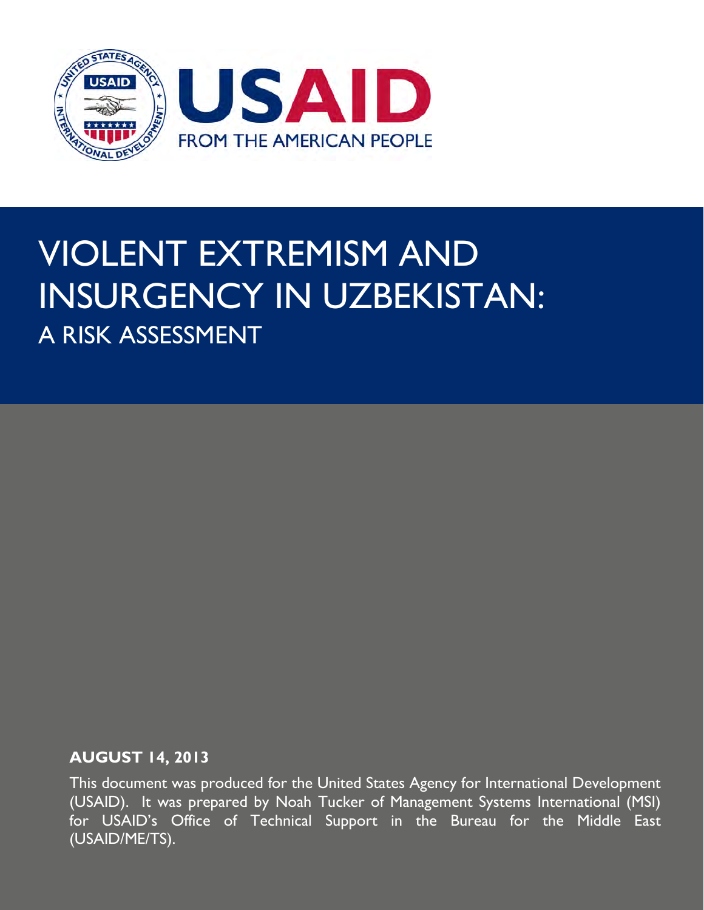USAID

FROM THE AMERICAN PEOPLE

# VIOLENT EXTREMISM AND INSURGENCY IN UZBEKISTAN:

## A RISK ASSESSMENT

**AUGUST 14, 2013**

This document was produced for the United States Agency for International Development (USAID). It was prepared by Noah Tucker of Management Systems International (MSI) for USAID's Office of Technical Support in the Bureau for the Middle East (USAID/ME/TS).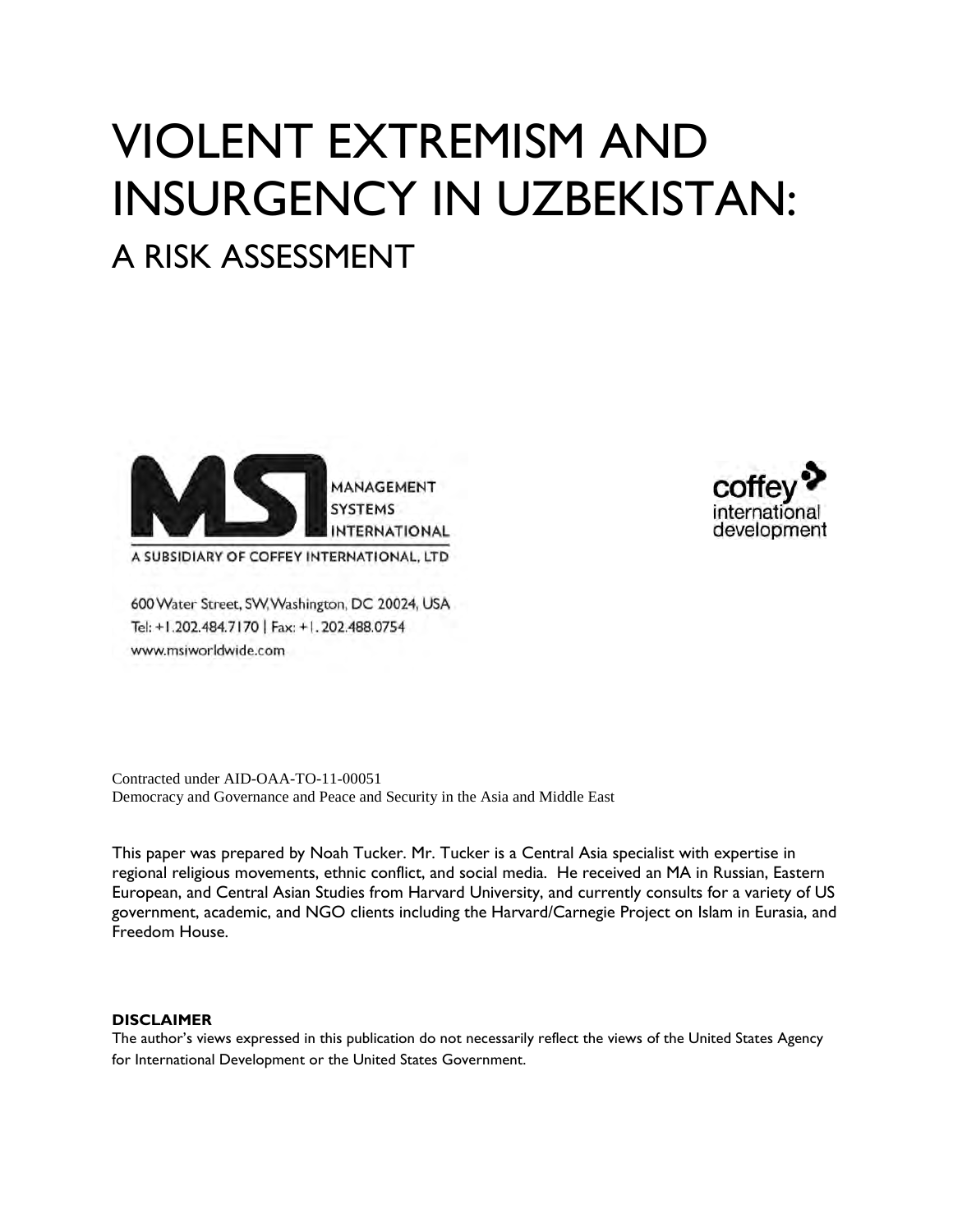# VIOLENT EXTREMISM AND INSURGENCY IN UZBEKISTAN:

## A RISK ASSESSMENT

MANAGEMENT SYSTEMS INTERNATIONAL

A SUBSIDIARY OF COFFEY INTERNATIONAL, LTD

600 Water Street, SW, Washington, DC 20024, USA
Tel: +1.202.484.7170 | Fax: +1. 202.488.0754
www.msiworldwide.com

coffey international development

Contracted under AID-OAA-TO-11-00051
Democracy and Governance and Peace and Security in the Asia and Middle East

This paper was prepared by Noah Tucker. Mr. Tucker is a Central Asia specialist with expertise in regional religious movements, ethnic conflict, and social media. He received an MA in Russian, Eastern European, and Central Asian Studies from Harvard University, and currently consults for a variety of US government, academic, and NGO clients including the Harvard/Carnegie Project on Islam in Eurasia, and Freedom House.

**DISCLAIMER**

The author's views expressed in this publication do not necessarily reflect the views of the United States Agency for International Development or the United States Government.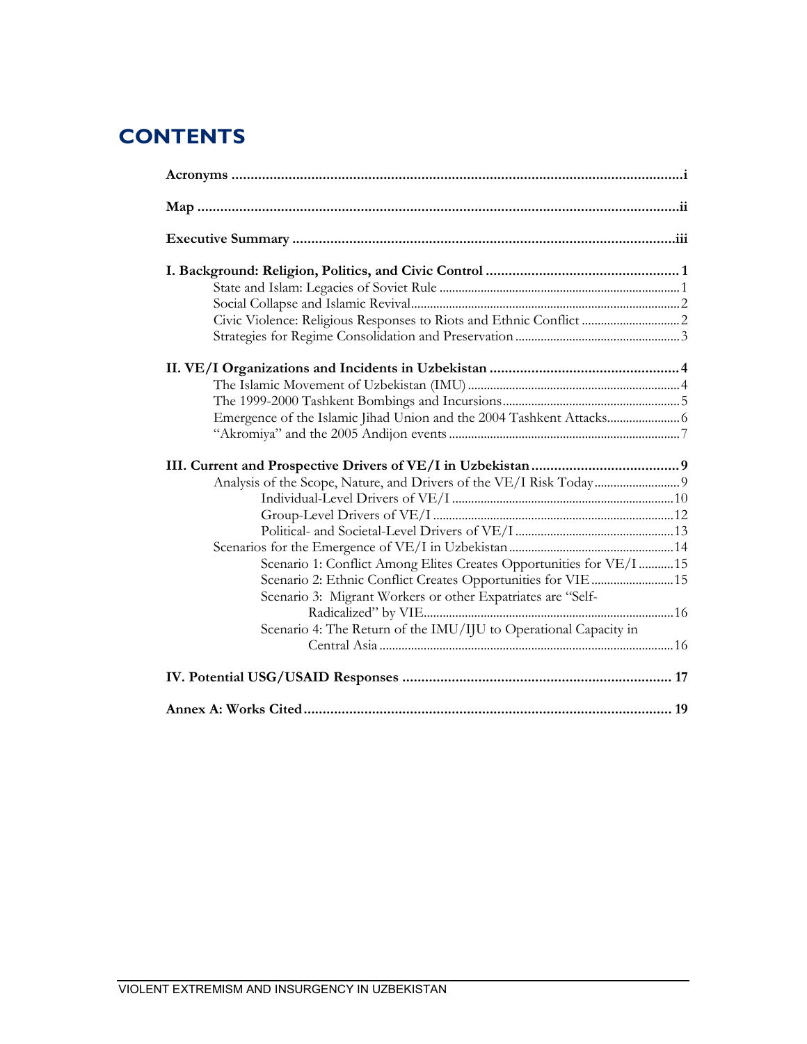# CONTENTS

| | |
|---|---|
| **Acronyms** | **i** |
| **Map** | **ii** |
| **Executive Summary** | **iii** |
| **I. Background: Religion, Politics, and Civic Control** | **1** |
| State and Islam: Legacies of Soviet Rule | 1 |
| Social Collapse and Islamic Revival | 2 |
| Civic Violence: Religious Responses to Riots and Ethnic Conflict | 2 |
| Strategies for Regime Consolidation and Preservation | 3 |
| **II. VE/I Organizations and Incidents in Uzbekistan** | **4** |
| The Islamic Movement of Uzbekistan (IMU) | 4 |
| The 1999-2000 Tashkent Bombings and Incursions | 5 |
| Emergence of the Islamic Jihad Union and the 2004 Tashkent Attacks | 6 |
| "Akromiya" and the 2005 Andijon events | 7 |
| **III. Current and Prospective Drivers of VE/I in Uzbekistan** | **9** |
| Analysis of the Scope, Nature, and Drivers of the VE/I Risk Today | 9 |
| Individual-Level Drivers of VE/I | 10 |
| Group-Level Drivers of VE/I | 12 |
| Political- and Societal-Level Drivers of VE/I | 13 |
| Scenarios for the Emergence of VE/I in Uzbekistan | 14 |
| Scenario 1: Conflict Among Elites Creates Opportunities for VE/I | 15 |
| Scenario 2: Ethnic Conflict Creates Opportunities for VIE | 15 |
| Scenario 3: Migrant Workers or other Expatriates are "Self-Radicalized" by VIE | 16 |
| Scenario 4: The Return of the IMU/IJU to Operational Capacity in Central Asia | 16 |
| **IV. Potential USG/USAID Responses** | **17** |
| **Annex A: Works Cited** | **19** |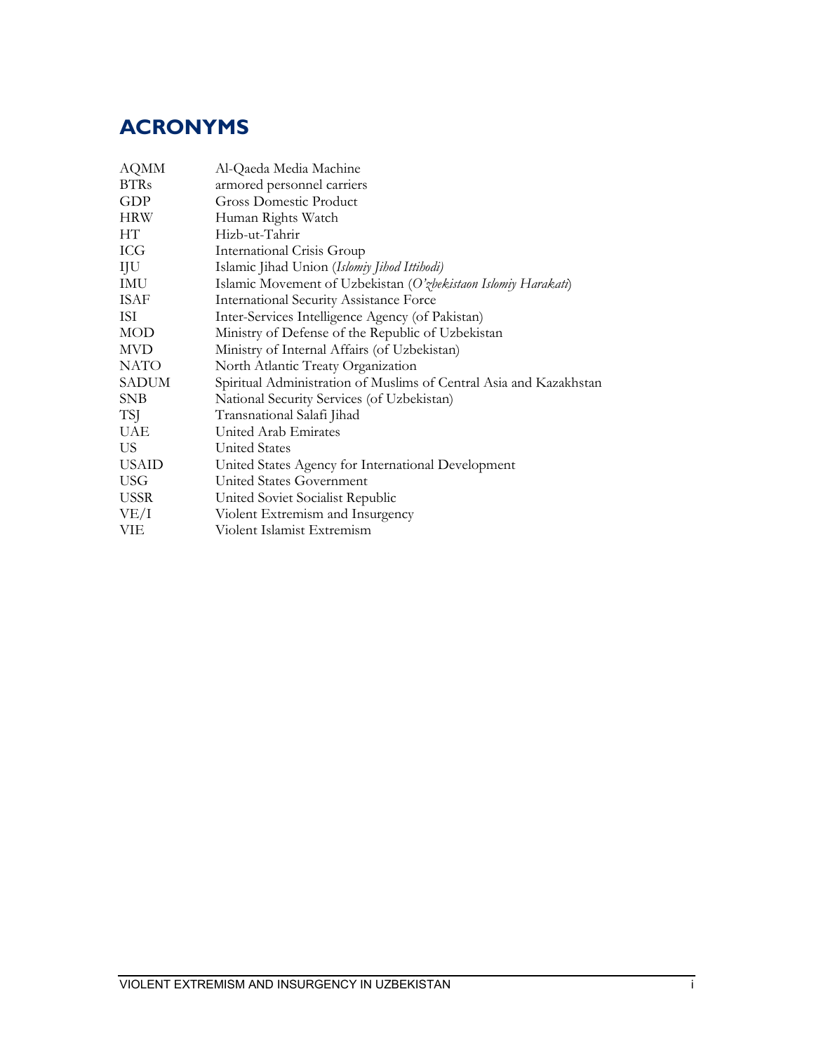# ACRONYMS

| | |
|---|---|
| AQMM | Al-Qaeda Media Machine |
| BTRs | armored personnel carriers |
| GDP | Gross Domestic Product |
| HRW | Human Rights Watch |
| HT | Hizb-ut-Tahrir |
| ICG | International Crisis Group |
| IJU | Islamic Jihad Union (*Islomiy Jihod Ittihodi)* |
| IMU | Islamic Movement of Uzbekistan (*O'zbekistaon Islomiy Harakati*) |
| ISAF | International Security Assistance Force |
| ISI | Inter-Services Intelligence Agency (of Pakistan) |
| MOD | Ministry of Defense of the Republic of Uzbekistan |
| MVD | Ministry of Internal Affairs (of Uzbekistan) |
| NATO | North Atlantic Treaty Organization |
| SADUM | Spiritual Administration of Muslims of Central Asia and Kazakhstan |
| SNB | National Security Services (of Uzbekistan) |
| TSJ | Transnational Salafi Jihad |
| UAE | United Arab Emirates |
| US | United States |
| USAID | United States Agency for International Development |
| USG | United States Government |
| USSR | United Soviet Socialist Republic |
| VE/I | Violent Extremism and Insurgency |
| VIE | Violent Islamist Extremism |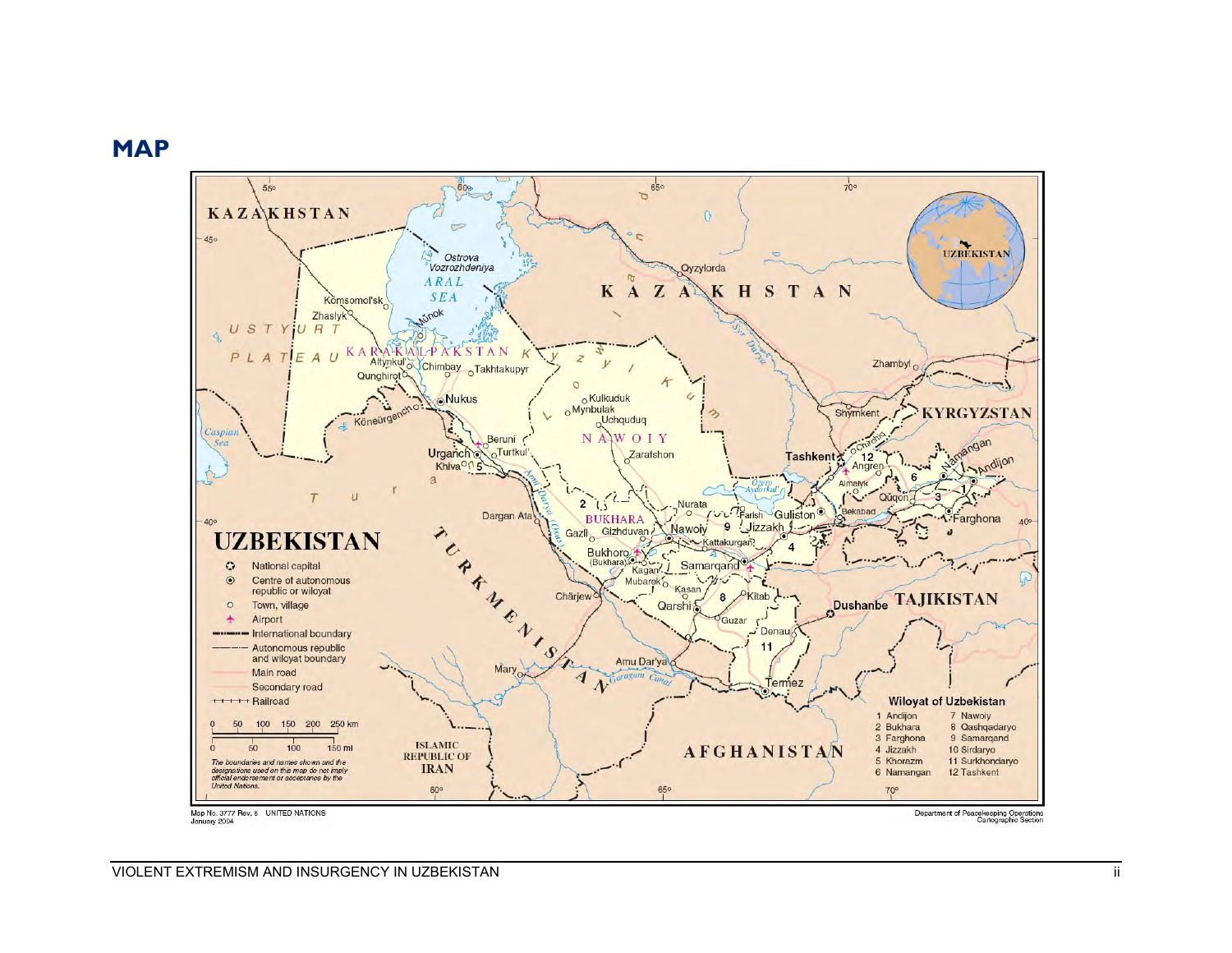# MAP

Map No. 3777 Rev. 6 UNITED NATIONS
January 2004

Department of Peacekeeping Operations
Cartographic Section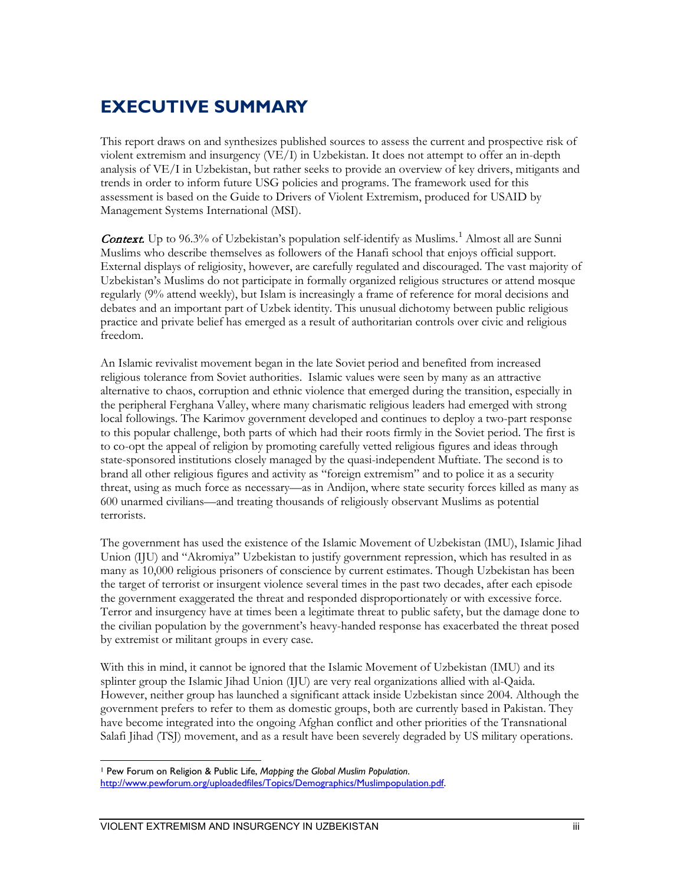# EXECUTIVE SUMMARY

This report draws on and synthesizes published sources to assess the current and prospective risk of violent extremism and insurgency (VE/I) in Uzbekistan. It does not attempt to offer an in-depth analysis of VE/I in Uzbekistan, but rather seeks to provide an overview of key drivers, mitigants and trends in order to inform future USG policies and programs. The framework used for this assessment is based on the Guide to Drivers of Violent Extremism, produced for USAID by Management Systems International (MSI).

***Context.*** Up to 96.3% of Uzbekistan's population self-identify as Muslims.[1] Almost all are Sunni Muslims who describe themselves as followers of the Hanafi school that enjoys official support. External displays of religiosity, however, are carefully regulated and discouraged. The vast majority of Uzbekistan's Muslims do not participate in formally organized religious structures or attend mosque regularly (9% attend weekly), but Islam is increasingly a frame of reference for moral decisions and debates and an important part of Uzbek identity. This unusual dichotomy between public religious practice and private belief has emerged as a result of authoritarian controls over civic and religious freedom.

An Islamic revivalist movement began in the late Soviet period and benefited from increased religious tolerance from Soviet authorities. Islamic values were seen by many as an attractive alternative to chaos, corruption and ethnic violence that emerged during the transition, especially in the peripheral Ferghana Valley, where many charismatic religious leaders had emerged with strong local followings. The Karimov government developed and continues to deploy a two-part response to this popular challenge, both parts of which had their roots firmly in the Soviet period. The first is to co-opt the appeal of religion by promoting carefully vetted religious figures and ideas through state-sponsored institutions closely managed by the quasi-independent Muftiate. The second is to brand all other religious figures and activity as "foreign extremism" and to police it as a security threat, using as much force as necessary—as in Andijon, where state security forces killed as many as 600 unarmed civilians—and treating thousands of religiously observant Muslims as potential terrorists.

The government has used the existence of the Islamic Movement of Uzbekistan (IMU), Islamic Jihad Union (IJU) and "Akromiya" Uzbekistan to justify government repression, which has resulted in as many as 10,000 religious prisoners of conscience by current estimates. Though Uzbekistan has been the target of terrorist or insurgent violence several times in the past two decades, after each episode the government exaggerated the threat and responded disproportionately or with excessive force. Terror and insurgency have at times been a legitimate threat to public safety, but the damage done to the civilian population by the government's heavy-handed response has exacerbated the threat posed by extremist or militant groups in every case.

With this in mind, it cannot be ignored that the Islamic Movement of Uzbekistan (IMU) and its splinter group the Islamic Jihad Union (IJU) are very real organizations allied with al-Qaida. However, neither group has launched a significant attack inside Uzbekistan since 2004. Although the government prefers to refer to them as domestic groups, both are currently based in Pakistan. They have become integrated into the ongoing Afghan conflict and other priorities of the Transnational Salafi Jihad (TSJ) movement, and as a result have been severely degraded by US military operations.

---

[1] Pew Forum on Religion & Public Life, *Mapping the Global Muslim Population*. http://www.pewforum.org/uploadedfiles/Topics/Demographics/Muslimpopulation.pdf.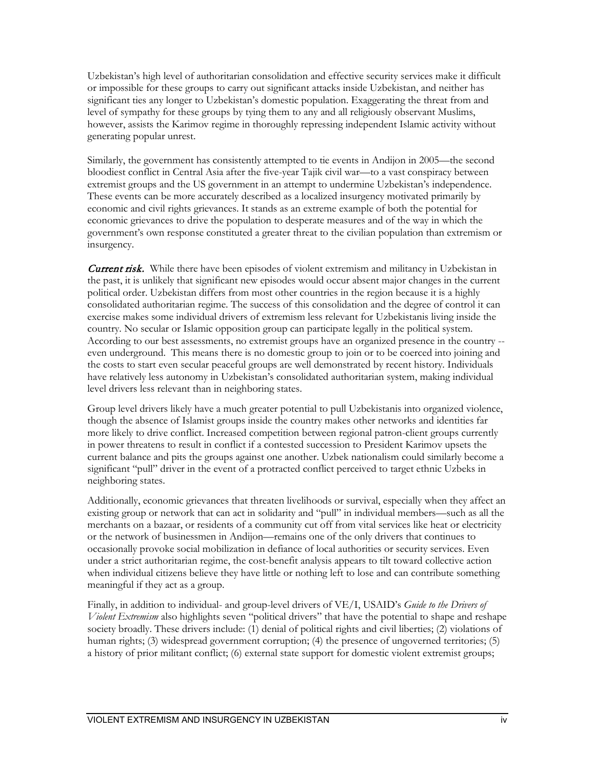Uzbekistan's high level of authoritarian consolidation and effective security services make it difficult or impossible for these groups to carry out significant attacks inside Uzbekistan, and neither has significant ties any longer to Uzbekistan's domestic population. Exaggerating the threat from and level of sympathy for these groups by tying them to any and all religiously observant Muslims, however, assists the Karimov regime in thoroughly repressing independent Islamic activity without generating popular unrest.

Similarly, the government has consistently attempted to tie events in Andijon in 2005—the second bloodiest conflict in Central Asia after the five-year Tajik civil war—to a vast conspiracy between extremist groups and the US government in an attempt to undermine Uzbekistan's independence. These events can be more accurately described as a localized insurgency motivated primarily by economic and civil rights grievances. It stands as an extreme example of both the potential for economic grievances to drive the population to desperate measures and of the way in which the government's own response constituted a greater threat to the civilian population than extremism or insurgency.

***Current risk.*** While there have been episodes of violent extremism and militancy in Uzbekistan in the past, it is unlikely that significant new episodes would occur absent major changes in the current political order. Uzbekistan differs from most other countries in the region because it is a highly consolidated authoritarian regime. The success of this consolidation and the degree of control it can exercise makes some individual drivers of extremism less relevant for Uzbekistanis living inside the country. No secular or Islamic opposition group can participate legally in the political system. According to our best assessments, no extremist groups have an organized presence in the country -- even underground. This means there is no domestic group to join or to be coerced into joining and the costs to start even secular peaceful groups are well demonstrated by recent history. Individuals have relatively less autonomy in Uzbekistan's consolidated authoritarian system, making individual level drivers less relevant than in neighboring states.

Group level drivers likely have a much greater potential to pull Uzbekistanis into organized violence, though the absence of Islamist groups inside the country makes other networks and identities far more likely to drive conflict. Increased competition between regional patron-client groups currently in power threatens to result in conflict if a contested succession to President Karimov upsets the current balance and pits the groups against one another. Uzbek nationalism could similarly become a significant "pull" driver in the event of a protracted conflict perceived to target ethnic Uzbeks in neighboring states.

Additionally, economic grievances that threaten livelihoods or survival, especially when they affect an existing group or network that can act in solidarity and "pull" in individual members—such as all the merchants on a bazaar, or residents of a community cut off from vital services like heat or electricity or the network of businessmen in Andijon—remains one of the only drivers that continues to occasionally provoke social mobilization in defiance of local authorities or security services. Even under a strict authoritarian regime, the cost-benefit analysis appears to tilt toward collective action when individual citizens believe they have little or nothing left to lose and can contribute something meaningful if they act as a group.

Finally, in addition to individual- and group-level drivers of VE/I, USAID's *Guide to the Drivers of Violent Extremism* also highlights seven "political drivers" that have the potential to shape and reshape society broadly. These drivers include: (1) denial of political rights and civil liberties; (2) violations of human rights; (3) widespread government corruption; (4) the presence of ungoverned territories; (5) a history of prior militant conflict; (6) external state support for domestic violent extremist groups;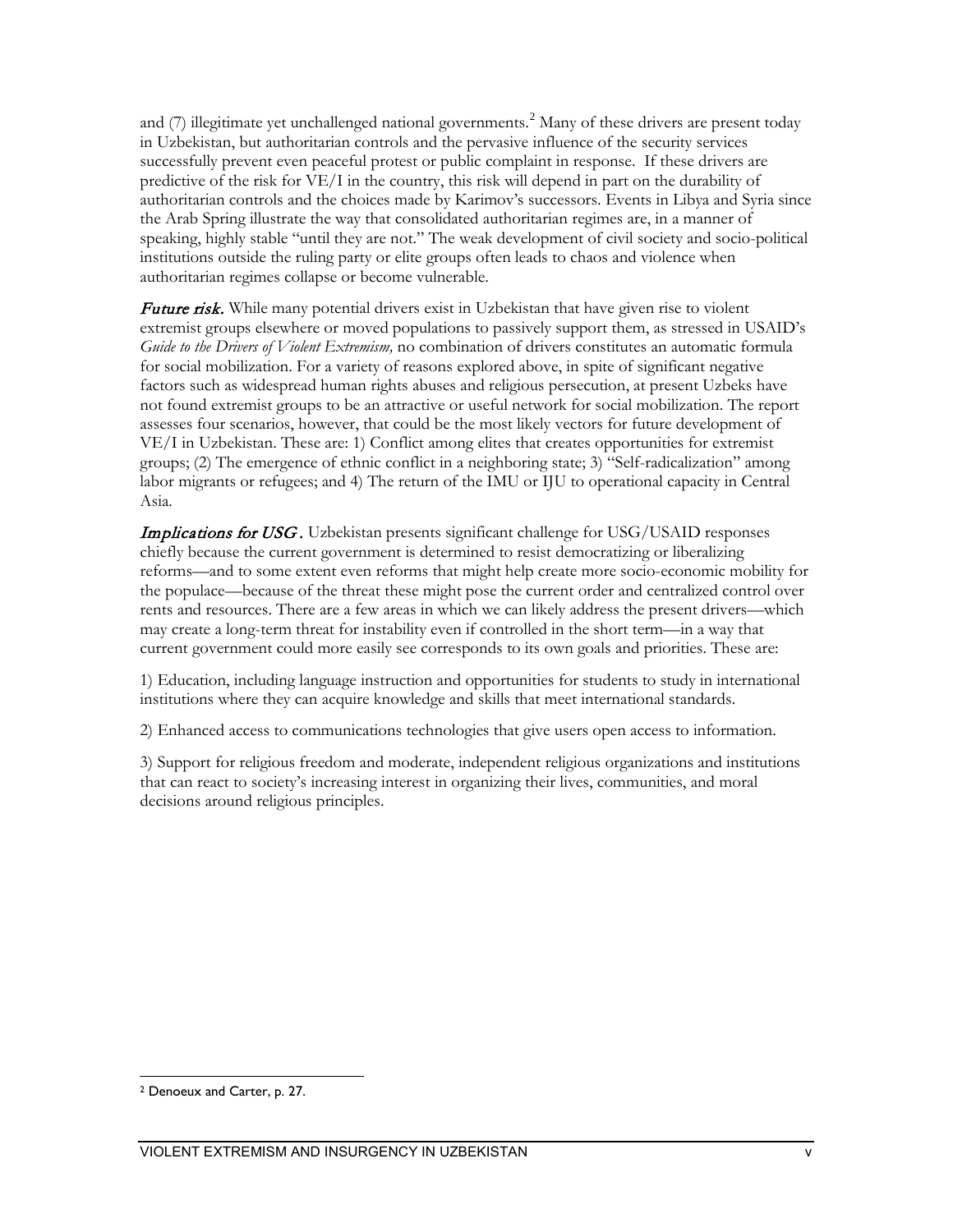and (7) illegitimate yet unchallenged national governments.[2] Many of these drivers are present today in Uzbekistan, but authoritarian controls and the pervasive influence of the security services successfully prevent even peaceful protest or public complaint in response. If these drivers are predictive of the risk for VE/I in the country, this risk will depend in part on the durability of authoritarian controls and the choices made by Karimov's successors. Events in Libya and Syria since the Arab Spring illustrate the way that consolidated authoritarian regimes are, in a manner of speaking, highly stable "until they are not." The weak development of civil society and socio-political institutions outside the ruling party or elite groups often leads to chaos and violence when authoritarian regimes collapse or become vulnerable.

***Future risk.*** While many potential drivers exist in Uzbekistan that have given rise to violent extremist groups elsewhere or moved populations to passively support them, as stressed in USAID's *Guide to the Drivers of Violent Extremism,* no combination of drivers constitutes an automatic formula for social mobilization. For a variety of reasons explored above, in spite of significant negative factors such as widespread human rights abuses and religious persecution, at present Uzbeks have not found extremist groups to be an attractive or useful network for social mobilization. The report assesses four scenarios, however, that could be the most likely vectors for future development of VE/I in Uzbekistan. These are: 1) Conflict among elites that creates opportunities for extremist groups; (2) The emergence of ethnic conflict in a neighboring state; 3) "Self-radicalization" among labor migrants or refugees; and 4) The return of the IMU or IJU to operational capacity in Central Asia.

***Implications for USG*.** Uzbekistan presents significant challenge for USG/USAID responses chiefly because the current government is determined to resist democratizing or liberalizing reforms—and to some extent even reforms that might help create more socio-economic mobility for the populace—because of the threat these might pose the current order and centralized control over rents and resources. There are a few areas in which we can likely address the present drivers—which may create a long-term threat for instability even if controlled in the short term—in a way that current government could more easily see corresponds to its own goals and priorities. These are:

1) Education, including language instruction and opportunities for students to study in international institutions where they can acquire knowledge and skills that meet international standards.

2) Enhanced access to communications technologies that give users open access to information.

3) Support for religious freedom and moderate, independent religious organizations and institutions that can react to society's increasing interest in organizing their lives, communities, and moral decisions around religious principles.

[2] Denoeux and Carter, p. 27.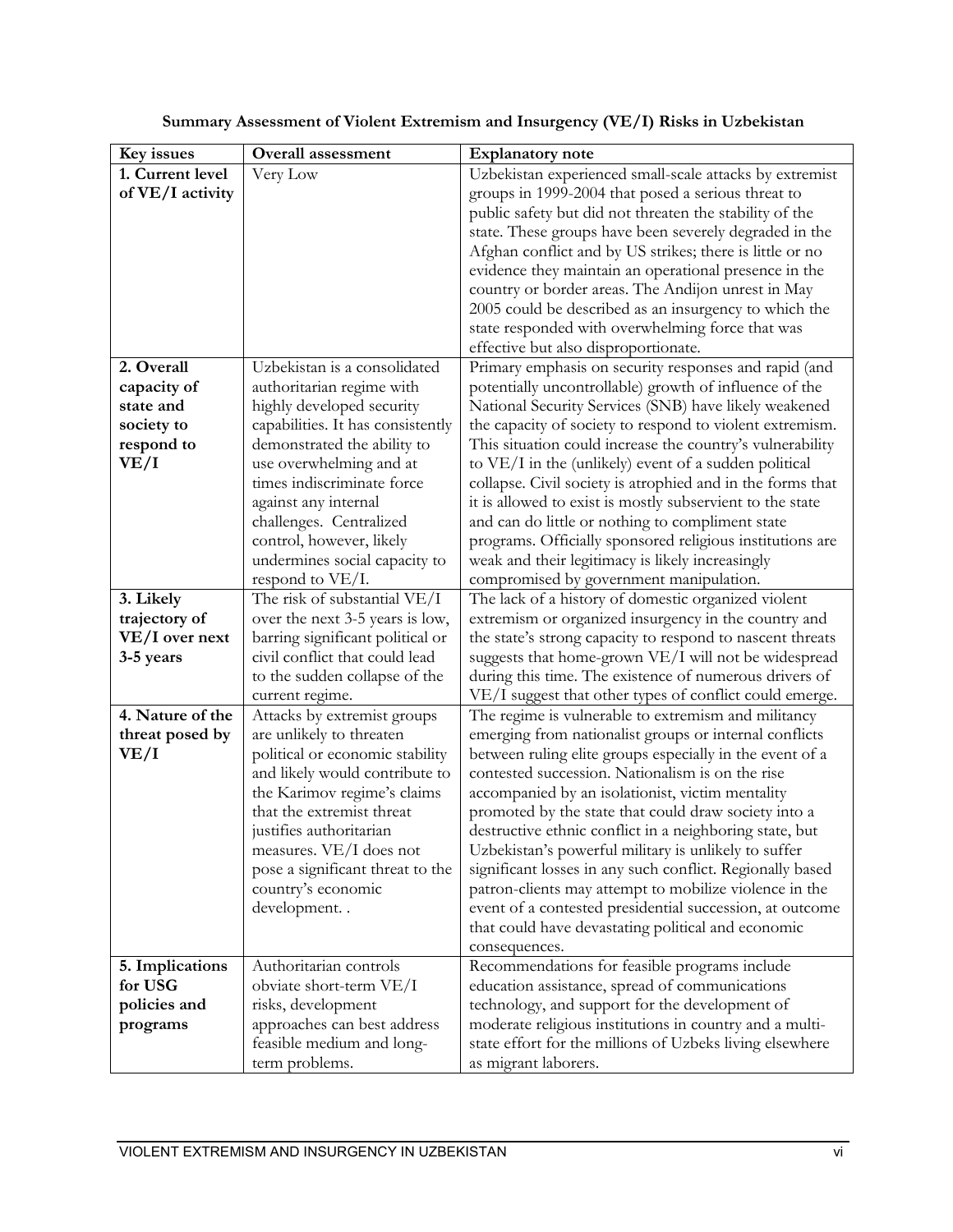**Summary Assessment of Violent Extremism and Insurgency (VE/I) Risks in Uzbekistan**

| Key issues | Overall assessment | Explanatory note |
|---|---|---|
| **1. Current level of VE/I activity** | Very Low | Uzbekistan experienced small-scale attacks by extremist groups in 1999-2004 that posed a serious threat to public safety but did not threaten the stability of the state. These groups have been severely degraded in the Afghan conflict and by US strikes; there is little or no evidence they maintain an operational presence in the country or border areas. The Andijon unrest in May 2005 could be described as an insurgency to which the state responded with overwhelming force that was effective but also disproportionate. |
| **2. Overall capacity of state and society to respond to VE/I** | Uzbekistan is a consolidated authoritarian regime with highly developed security capabilities. It has consistently demonstrated the ability to use overwhelming and at times indiscriminate force against any internal challenges. Centralized control, however, likely undermines social capacity to respond to VE/I. | Primary emphasis on security responses and rapid (and potentially uncontrollable) growth of influence of the National Security Services (SNB) have likely weakened the capacity of society to respond to violent extremism. This situation could increase the country's vulnerability to VE/I in the (unlikely) event of a sudden political collapse. Civil society is atrophied and in the forms that it is allowed to exist is mostly subservient to the state and can do little or nothing to compliment state programs. Officially sponsored religious institutions are weak and their legitimacy is likely increasingly compromised by government manipulation. |
| **3. Likely trajectory of VE/I over next 3-5 years** | The risk of substantial VE/I over the next 3-5 years is low, barring significant political or civil conflict that could lead to the sudden collapse of the current regime. | The lack of a history of domestic organized violent extremism or organized insurgency in the country and the state's strong capacity to respond to nascent threats suggests that home-grown VE/I will not be widespread during this time. The existence of numerous drivers of VE/I suggest that other types of conflict could emerge. |
| **4. Nature of the threat posed by VE/I** | Attacks by extremist groups are unlikely to threaten political or economic stability and likely would contribute to the Karimov regime's claims that the extremist threat justifies authoritarian measures. VE/I does not pose a significant threat to the country's economic development. . | The regime is vulnerable to extremism and militancy emerging from nationalist groups or internal conflicts between ruling elite groups especially in the event of a contested succession. Nationalism is on the rise accompanied by an isolationist, victim mentality promoted by the state that could draw society into a destructive ethnic conflict in a neighboring state, but Uzbekistan's powerful military is unlikely to suffer significant losses in any such conflict. Regionally based patron-clients may attempt to mobilize violence in the event of a contested presidential succession, at outcome that could have devastating political and economic consequences. |
| **5. Implications for USG policies and programs** | Authoritarian controls obviate short-term VE/I risks, development approaches can best address feasible medium and long-term problems. | Recommendations for feasible programs include education assistance, spread of communications technology, and support for the development of moderate religious institutions in country and a multi-state effort for the millions of Uzbeks living elsewhere as migrant laborers. |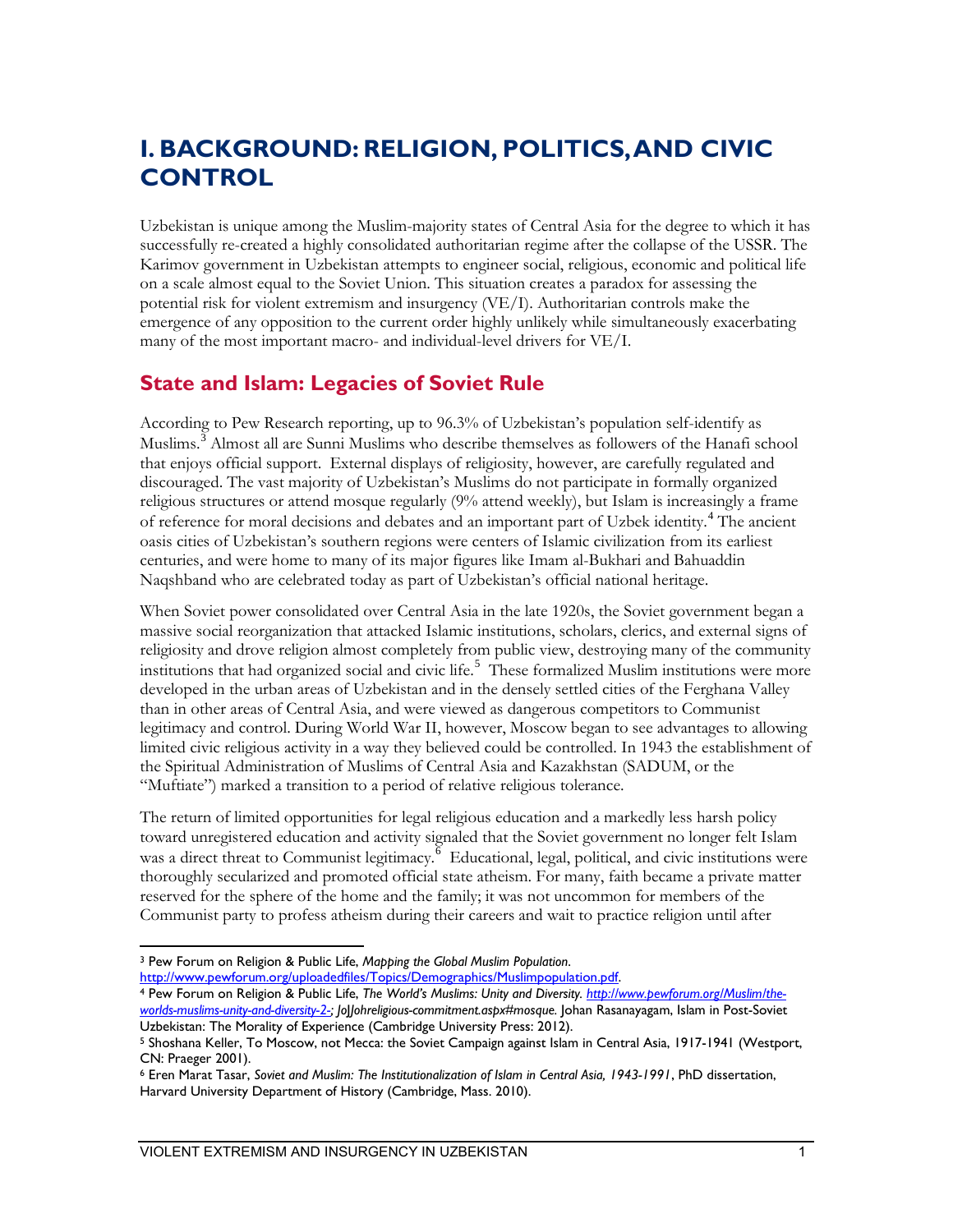# I. BACKGROUND: RELIGION, POLITICS, AND CIVIC CONTROL

Uzbekistan is unique among the Muslim-majority states of Central Asia for the degree to which it has successfully re-created a highly consolidated authoritarian regime after the collapse of the USSR. The Karimov government in Uzbekistan attempts to engineer social, religious, economic and political life on a scale almost equal to the Soviet Union. This situation creates a paradox for assessing the potential risk for violent extremism and insurgency (VE/I). Authoritarian controls make the emergence of any opposition to the current order highly unlikely while simultaneously exacerbating many of the most important macro- and individual-level drivers for VE/I.

## State and Islam: Legacies of Soviet Rule

According to Pew Research reporting, up to 96.3% of Uzbekistan's population self-identify as Muslims.[3] Almost all are Sunni Muslims who describe themselves as followers of the Hanafi school that enjoys official support. External displays of religiosity, however, are carefully regulated and discouraged. The vast majority of Uzbekistan's Muslims do not participate in formally organized religious structures or attend mosque regularly (9% attend weekly), but Islam is increasingly a frame of reference for moral decisions and debates and an important part of Uzbek identity.[4] The ancient oasis cities of Uzbekistan's southern regions were centers of Islamic civilization from its earliest centuries, and were home to many of its major figures like Imam al-Bukhari and Bahuaddin Naqshband who are celebrated today as part of Uzbekistan's official national heritage.

When Soviet power consolidated over Central Asia in the late 1920s, the Soviet government began a massive social reorganization that attacked Islamic institutions, scholars, clerics, and external signs of religiosity and drove religion almost completely from public view, destroying many of the community institutions that had organized social and civic life.[5] These formalized Muslim institutions were more developed in the urban areas of Uzbekistan and in the densely settled cities of the Ferghana Valley than in other areas of Central Asia, and were viewed as dangerous competitors to Communist legitimacy and control. During World War II, however, Moscow began to see advantages to allowing limited civic religious activity in a way they believed could be controlled. In 1943 the establishment of the Spiritual Administration of Muslims of Central Asia and Kazakhstan (SADUM, or the "Muftiate") marked a transition to a period of relative religious tolerance.

The return of limited opportunities for legal religious education and a markedly less harsh policy toward unregistered education and activity signaled that the Soviet government no longer felt Islam was a direct threat to Communist legitimacy.[6] Educational, legal, political, and civic institutions were thoroughly secularized and promoted official state atheism. For many, faith became a private matter reserved for the sphere of the home and the family; it was not uncommon for members of the Communist party to profess atheism during their careers and wait to practice religion until after

---

[3] Pew Forum on Religion & Public Life, *Mapping the Global Muslim Population*. http://www.pewforum.org/uploadedfiles/Topics/Demographics/Muslimpopulation.pdf.

[4] Pew Forum on Religion & Public Life, *The World's Muslims: Unity and Diversity*. *http://www.pewforum.org/Muslim/the-worlds-muslims-unity-and-diversity-2-; JoJJohreligious-commitment.aspx#mosque.* Johan Rasanayagam, Islam in Post-Soviet Uzbekistan: The Morality of Experience (Cambridge University Press: 2012).

[5] Shoshana Keller, To Moscow, not Mecca: the Soviet Campaign against Islam in Central Asia, 1917-1941 (Westport, CN: Praeger 2001).

[6] Eren Marat Tasar, *Soviet and Muslim: The Institutionalization of Islam in Central Asia, 1943-1991*, PhD dissertation, Harvard University Department of History (Cambridge, Mass. 2010).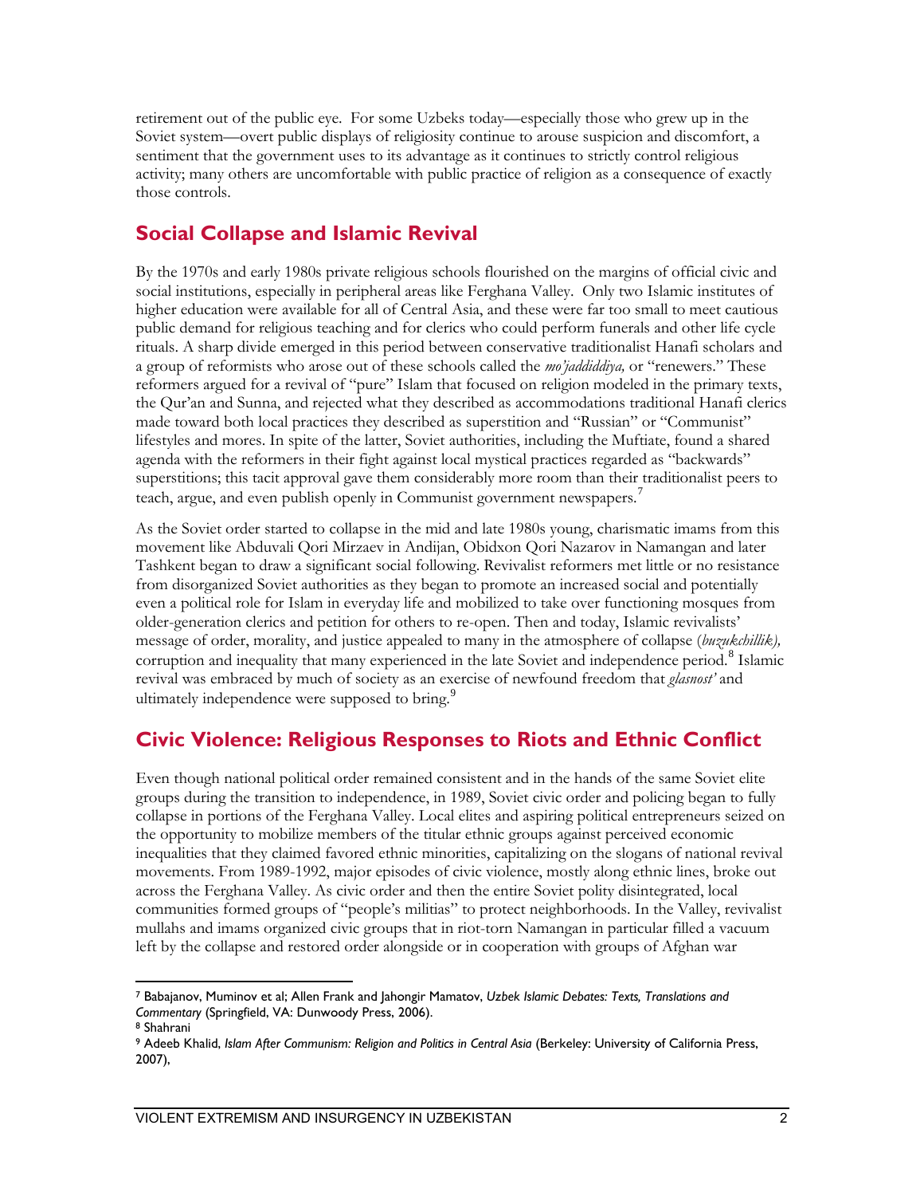retirement out of the public eye. For some Uzbeks today—especially those who grew up in the Soviet system—overt public displays of religiosity continue to arouse suspicion and discomfort, a sentiment that the government uses to its advantage as it continues to strictly control religious activity; many others are uncomfortable with public practice of religion as a consequence of exactly those controls.

## Social Collapse and Islamic Revival

By the 1970s and early 1980s private religious schools flourished on the margins of official civic and social institutions, especially in peripheral areas like Ferghana Valley. Only two Islamic institutes of higher education were available for all of Central Asia, and these were far too small to meet cautious public demand for religious teaching and for clerics who could perform funerals and other life cycle rituals. A sharp divide emerged in this period between conservative traditionalist Hanafi scholars and a group of reformists who arose out of these schools called the *mo'jaddiddiya,* or "renewers." These reformers argued for a revival of "pure" Islam that focused on religion modeled in the primary texts, the Qur'an and Sunna, and rejected what they described as accommodations traditional Hanafi clerics made toward both local practices they described as superstition and "Russian" or "Communist" lifestyles and mores. In spite of the latter, Soviet authorities, including the Muftiate, found a shared agenda with the reformers in their fight against local mystical practices regarded as "backwards" superstitions; this tacit approval gave them considerably more room than their traditionalist peers to teach, argue, and even publish openly in Communist government newspapers.[7]

As the Soviet order started to collapse in the mid and late 1980s young, charismatic imams from this movement like Abduvali Qori Mirzaev in Andijan, Obidxon Qori Nazarov in Namangan and later Tashkent began to draw a significant social following. Revivalist reformers met little or no resistance from disorganized Soviet authorities as they began to promote an increased social and potentially even a political role for Islam in everyday life and mobilized to take over functioning mosques from older-generation clerics and petition for others to re-open. Then and today, Islamic revivalists' message of order, morality, and justice appealed to many in the atmosphere of collapse (*buzukchillik),* corruption and inequality that many experienced in the late Soviet and independence period.[8] Islamic revival was embraced by much of society as an exercise of newfound freedom that *glasnost'* and ultimately independence were supposed to bring.[9]

## Civic Violence: Religious Responses to Riots and Ethnic Conflict

Even though national political order remained consistent and in the hands of the same Soviet elite groups during the transition to independence, in 1989, Soviet civic order and policing began to fully collapse in portions of the Ferghana Valley. Local elites and aspiring political entrepreneurs seized on the opportunity to mobilize members of the titular ethnic groups against perceived economic inequalities that they claimed favored ethnic minorities, capitalizing on the slogans of national revival movements. From 1989-1992, major episodes of civic violence, mostly along ethnic lines, broke out across the Ferghana Valley. As civic order and then the entire Soviet polity disintegrated, local communities formed groups of "people's militias" to protect neighborhoods. In the Valley, revivalist mullahs and imams organized civic groups that in riot-torn Namangan in particular filled a vacuum left by the collapse and restored order alongside or in cooperation with groups of Afghan war

---

[7] Babajanov, Muminov et al; Allen Frank and Jahongir Mamatov, *Uzbek Islamic Debates: Texts, Translations and Commentary* (Springfield, VA: Dunwoody Press, 2006).

[8] Shahrani

[9] Adeeb Khalid, *Islam After Communism: Religion and Politics in Central Asia* (Berkeley: University of California Press, 2007),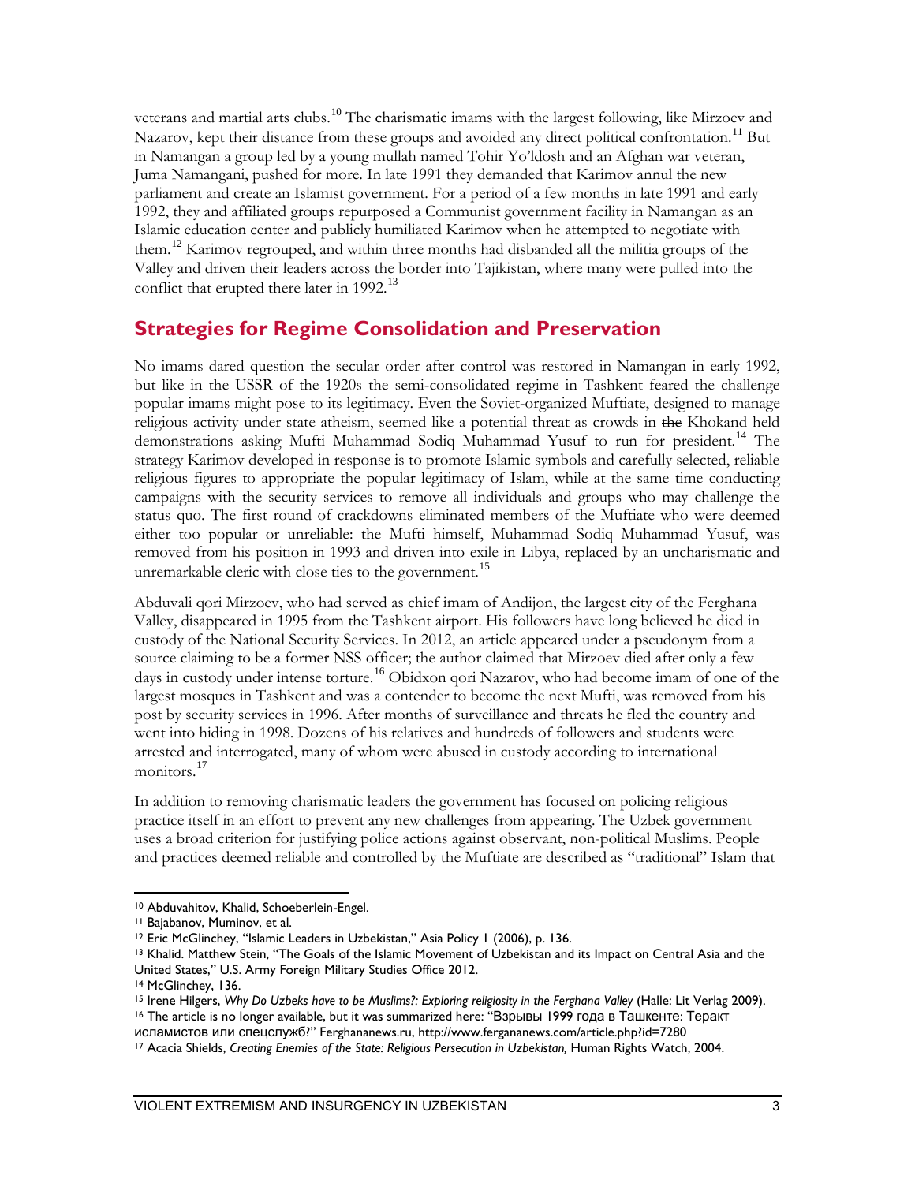veterans and martial arts clubs.[10] The charismatic imams with the largest following, like Mirzoev and Nazarov, kept their distance from these groups and avoided any direct political confrontation.[11] But in Namangan a group led by a young mullah named Tohir Yo'ldosh and an Afghan war veteran, Juma Namangani, pushed for more. In late 1991 they demanded that Karimov annul the new parliament and create an Islamist government. For a period of a few months in late 1991 and early 1992, they and affiliated groups repurposed a Communist government facility in Namangan as an Islamic education center and publicly humiliated Karimov when he attempted to negotiate with them.[12] Karimov regrouped, and within three months had disbanded all the militia groups of the Valley and driven their leaders across the border into Tajikistan, where many were pulled into the conflict that erupted there later in 1992.[13]

## Strategies for Regime Consolidation and Preservation

No imams dared question the secular order after control was restored in Namangan in early 1992, but like in the USSR of the 1920s the semi-consolidated regime in Tashkent feared the challenge popular imams might pose to its legitimacy. Even the Soviet-organized Muftiate, designed to manage religious activity under state atheism, seemed like a potential threat as crowds in ~~the~~ Khokand held demonstrations asking Mufti Muhammad Sodiq Muhammad Yusuf to run for president.[14] The strategy Karimov developed in response is to promote Islamic symbols and carefully selected, reliable religious figures to appropriate the popular legitimacy of Islam, while at the same time conducting campaigns with the security services to remove all individuals and groups who may challenge the status quo. The first round of crackdowns eliminated members of the Muftiate who were deemed either too popular or unreliable: the Mufti himself, Muhammad Sodiq Muhammad Yusuf, was removed from his position in 1993 and driven into exile in Libya, replaced by an uncharismatic and unremarkable cleric with close ties to the government.[15]

Abduvali qori Mirzoev, who had served as chief imam of Andijon, the largest city of the Ferghana Valley, disappeared in 1995 from the Tashkent airport. His followers have long believed he died in custody of the National Security Services. In 2012, an article appeared under a pseudonym from a source claiming to be a former NSS officer; the author claimed that Mirzoev died after only a few days in custody under intense torture.[16] Obidxon qori Nazarov, who had become imam of one of the largest mosques in Tashkent and was a contender to become the next Mufti, was removed from his post by security services in 1996. After months of surveillance and threats he fled the country and went into hiding in 1998. Dozens of his relatives and hundreds of followers and students were arrested and interrogated, many of whom were abused in custody according to international monitors.[17]

In addition to removing charismatic leaders the government has focused on policing religious practice itself in an effort to prevent any new challenges from appearing. The Uzbek government uses a broad criterion for justifying police actions against observant, non-political Muslims. People and practices deemed reliable and controlled by the Muftiate are described as "traditional" Islam that

---

[10] Abduvahitov, Khalid, Schoeberlein-Engel.

[11] Bajabanov, Muminov, et al.

[12] Eric McGlinchey, "Islamic Leaders in Uzbekistan," Asia Policy 1 (2006), p. 136.

[13] Khalid. Matthew Stein, "The Goals of the Islamic Movement of Uzbekistan and its Impact on Central Asia and the United States," U.S. Army Foreign Military Studies Office 2012.

[14] McGlinchey, 136.

[15] Irene Hilgers, *Why Do Uzbeks have to be Muslims?: Exploring religiosity in the Ferghana Valley* (Halle: Lit Verlag 2009).

[16] The article is no longer available, but it was summarized here: "Взрывы 1999 года в Ташкенте: Теракт исламистов или спецслужб?" Fergananews.ru, http://www.fergananews.com/article.php?id=7280

[17] Acacia Shields, *Creating Enemies of the State: Religious Persecution in Uzbekistan,* Human Rights Watch, 2004.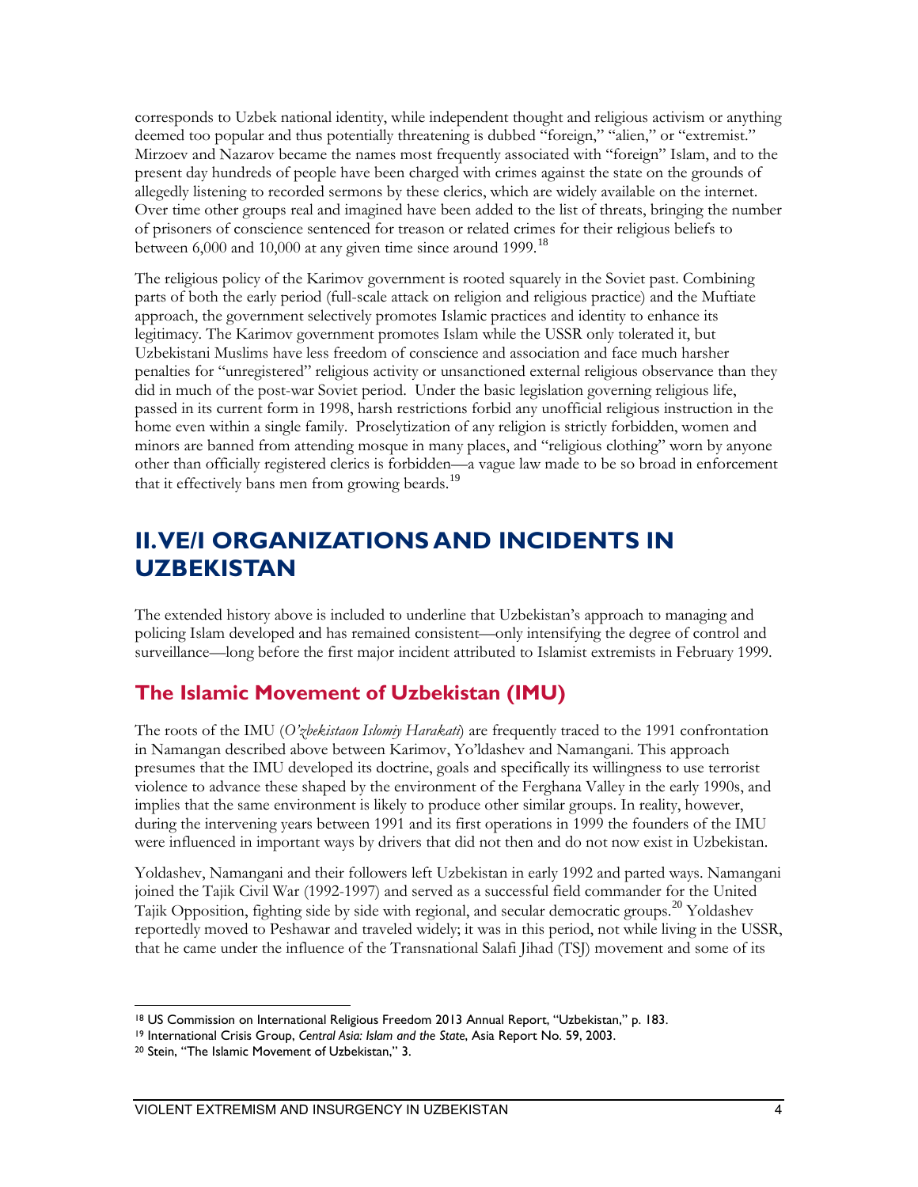corresponds to Uzbek national identity, while independent thought and religious activism or anything deemed too popular and thus potentially threatening is dubbed "foreign," "alien," or "extremist." Mirzoev and Nazarov became the names most frequently associated with "foreign" Islam, and to the present day hundreds of people have been charged with crimes against the state on the grounds of allegedly listening to recorded sermons by these clerics, which are widely available on the internet. Over time other groups real and imagined have been added to the list of threats, bringing the number of prisoners of conscience sentenced for treason or related crimes for their religious beliefs to between 6,000 and 10,000 at any given time since around 1999.[18]

The religious policy of the Karimov government is rooted squarely in the Soviet past. Combining parts of both the early period (full-scale attack on religion and religious practice) and the Muftiate approach, the government selectively promotes Islamic practices and identity to enhance its legitimacy. The Karimov government promotes Islam while the USSR only tolerated it, but Uzbekistani Muslims have less freedom of conscience and association and face much harsher penalties for "unregistered" religious activity or unsanctioned external religious observance than they did in much of the post-war Soviet period. Under the basic legislation governing religious life, passed in its current form in 1998, harsh restrictions forbid any unofficial religious instruction in the home even within a single family. Proselytization of any religion is strictly forbidden, women and minors are banned from attending mosque in many places, and "religious clothing" worn by anyone other than officially registered clerics is forbidden—a vague law made to be so broad in enforcement that it effectively bans men from growing beards.[19]

# II. VE/I ORGANIZATIONS AND INCIDENTS IN UZBEKISTAN

The extended history above is included to underline that Uzbekistan's approach to managing and policing Islam developed and has remained consistent—only intensifying the degree of control and surveillance—long before the first major incident attributed to Islamist extremists in February 1999.

## The Islamic Movement of Uzbekistan (IMU)

The roots of the IMU (*O'zbekistaon Islomiy Harakati*) are frequently traced to the 1991 confrontation in Namangan described above between Karimov, Yo'ldashev and Namangani. This approach presumes that the IMU developed its doctrine, goals and specifically its willingness to use terrorist violence to advance these shaped by the environment of the Ferghana Valley in the early 1990s, and implies that the same environment is likely to produce other similar groups. In reality, however, during the intervening years between 1991 and its first operations in 1999 the founders of the IMU were influenced in important ways by drivers that did not then and do not now exist in Uzbekistan.

Yoldashev, Namangani and their followers left Uzbekistan in early 1992 and parted ways. Namangani joined the Tajik Civil War (1992-1997) and served as a successful field commander for the United Tajik Opposition, fighting side by side with regional, and secular democratic groups.[20] Yoldashev reportedly moved to Peshawar and traveled widely; it was in this period, not while living in the USSR, that he came under the influence of the Transnational Salafi Jihad (TSJ) movement and some of its

---

[18] US Commission on International Religious Freedom 2013 Annual Report, "Uzbekistan," p. 183.

[19] International Crisis Group, *Central Asia: Islam and the State*, Asia Report No. 59, 2003.

[20] Stein, "The Islamic Movement of Uzbekistan," 3.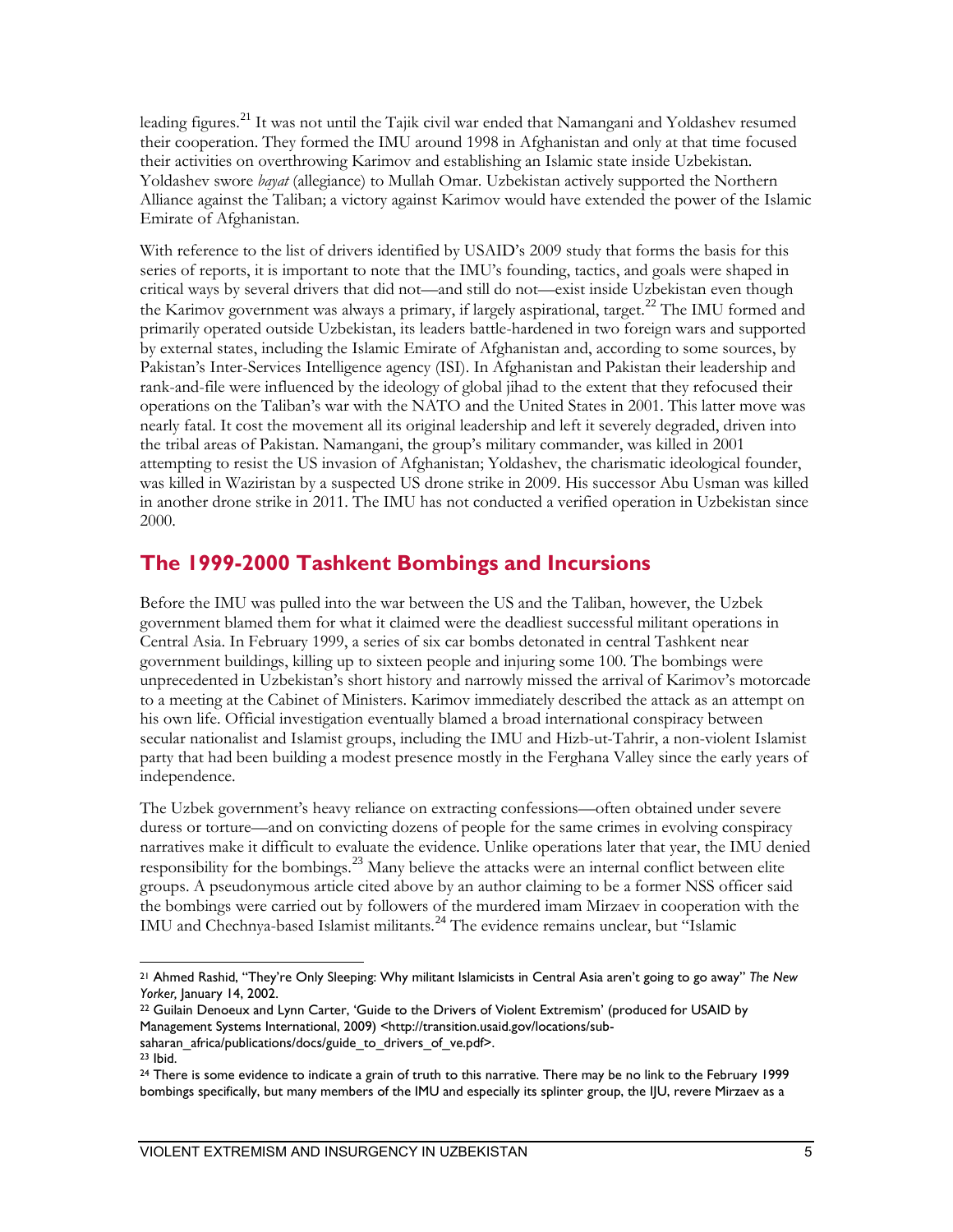leading figures.[21] It was not until the Tajik civil war ended that Namangani and Yoldashev resumed their cooperation. They formed the IMU around 1998 in Afghanistan and only at that time focused their activities on overthrowing Karimov and establishing an Islamic state inside Uzbekistan. Yoldashev swore *bayat* (allegiance) to Mullah Omar. Uzbekistan actively supported the Northern Alliance against the Taliban; a victory against Karimov would have extended the power of the Islamic Emirate of Afghanistan.

With reference to the list of drivers identified by USAID's 2009 study that forms the basis for this series of reports, it is important to note that the IMU's founding, tactics, and goals were shaped in critical ways by several drivers that did not—and still do not—exist inside Uzbekistan even though the Karimov government was always a primary, if largely aspirational, target.[22] The IMU formed and primarily operated outside Uzbekistan, its leaders battle-hardened in two foreign wars and supported by external states, including the Islamic Emirate of Afghanistan and, according to some sources, by Pakistan's Inter-Services Intelligence agency (ISI). In Afghanistan and Pakistan their leadership and rank-and-file were influenced by the ideology of global jihad to the extent that they refocused their operations on the Taliban's war with the NATO and the United States in 2001. This latter move was nearly fatal. It cost the movement all its original leadership and left it severely degraded, driven into the tribal areas of Pakistan. Namangani, the group's military commander, was killed in 2001 attempting to resist the US invasion of Afghanistan; Yoldashev, the charismatic ideological founder, was killed in Waziristan by a suspected US drone strike in 2009. His successor Abu Usman was killed in another drone strike in 2011. The IMU has not conducted a verified operation in Uzbekistan since 2000.

## The 1999-2000 Tashkent Bombings and Incursions

Before the IMU was pulled into the war between the US and the Taliban, however, the Uzbek government blamed them for what it claimed were the deadliest successful militant operations in Central Asia. In February 1999, a series of six car bombs detonated in central Tashkent near government buildings, killing up to sixteen people and injuring some 100. The bombings were unprecedented in Uzbekistan's short history and narrowly missed the arrival of Karimov's motorcade to a meeting at the Cabinet of Ministers. Karimov immediately described the attack as an attempt on his own life. Official investigation eventually blamed a broad international conspiracy between secular nationalist and Islamist groups, including the IMU and Hizb-ut-Tahrir, a non-violent Islamist party that had been building a modest presence mostly in the Ferghana Valley since the early years of independence.

The Uzbek government's heavy reliance on extracting confessions—often obtained under severe duress or torture—and on convicting dozens of people for the same crimes in evolving conspiracy narratives make it difficult to evaluate the evidence. Unlike operations later that year, the IMU denied responsibility for the bombings.[23] Many believe the attacks were an internal conflict between elite groups. A pseudonymous article cited above by an author claiming to be a former NSS officer said the bombings were carried out by followers of the murdered imam Mirzaev in cooperation with the IMU and Chechnya-based Islamist militants.[24] The evidence remains unclear, but "Islamic

---

[21] Ahmed Rashid, "They're Only Sleeping: Why militant Islamicists in Central Asia aren't going to go away" *The New Yorker,* January 14, 2002.

[22] Guilain Denoeux and Lynn Carter, 'Guide to the Drivers of Violent Extremism' (produced for USAID by Management Systems International, 2009) <http://transition.usaid.gov/locations/sub-saharan_africa/publications/docs/guide_to_drivers_of_ve.pdf>.

[23] Ibid.

[24] There is some evidence to indicate a grain of truth to this narrative. There may be no link to the February 1999 bombings specifically, but many members of the IMU and especially its splinter group, the IJU, revere Mirzaev as a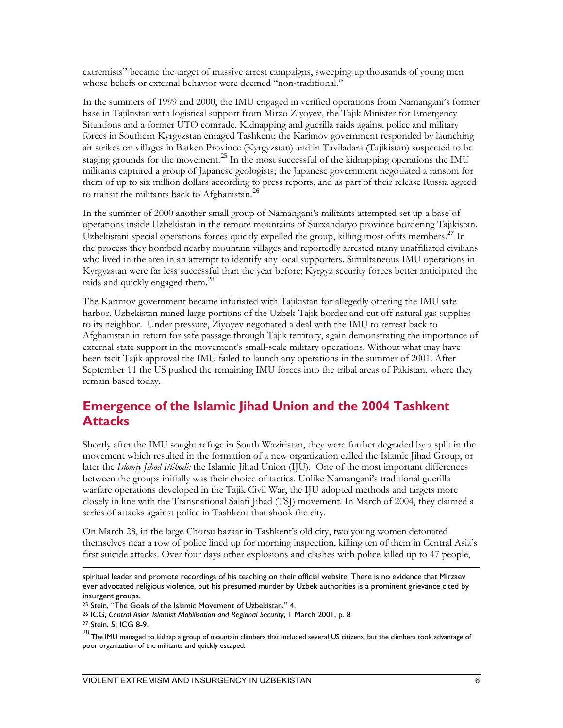extremists" became the target of massive arrest campaigns, sweeping up thousands of young men whose beliefs or external behavior were deemed "non-traditional."

In the summers of 1999 and 2000, the IMU engaged in verified operations from Namangani's former base in Tajikistan with logistical support from Mirzo Ziyoyev, the Tajik Minister for Emergency Situations and a former UTO comrade. Kidnapping and guerilla raids against police and military forces in Southern Kyrgyzstan enraged Tashkent; the Karimov government responded by launching air strikes on villages in Batken Province (Kyrgyzstan) and in Taviladara (Tajikistan) suspected to be staging grounds for the movement.[25] In the most successful of the kidnapping operations the IMU militants captured a group of Japanese geologists; the Japanese government negotiated a ransom for them of up to six million dollars according to press reports, and as part of their release Russia agreed to transit the militants back to Afghanistan.[26]

In the summer of 2000 another small group of Namangani's militants attempted set up a base of operations inside Uzbekistan in the remote mountains of Surxandaryo province bordering Tajikistan. Uzbekistani special operations forces quickly expelled the group, killing most of its members.[27] In the process they bombed nearby mountain villages and reportedly arrested many unaffiliated civilians who lived in the area in an attempt to identify any local supporters. Simultaneous IMU operations in Kyrgyzstan were far less successful than the year before; Kyrgyz security forces better anticipated the raids and quickly engaged them.[28]

The Karimov government became infuriated with Tajikistan for allegedly offering the IMU safe harbor. Uzbekistan mined large portions of the Uzbek-Tajik border and cut off natural gas supplies to its neighbor. Under pressure, Ziyoyev negotiated a deal with the IMU to retreat back to Afghanistan in return for safe passage through Tajik territory, again demonstrating the importance of external state support in the movement's small-scale military operations. Without what may have been tacit Tajik approval the IMU failed to launch any operations in the summer of 2001. After September 11 the US pushed the remaining IMU forces into the tribal areas of Pakistan, where they remain based today.

## Emergence of the Islamic Jihad Union and the 2004 Tashkent Attacks

Shortly after the IMU sought refuge in South Waziristan, they were further degraded by a split in the movement which resulted in the formation of a new organization called the Islamic Jihad Group, or later the *Islomiy Jihod Ittihodi:* the Islamic Jihad Union (IJU). One of the most important differences between the groups initially was their choice of tactics. Unlike Namangani's traditional guerilla warfare operations developed in the Tajik Civil War, the IJU adopted methods and targets more closely in line with the Transnational Salafi Jihad (TSJ) movement. In March of 2004, they claimed a series of attacks against police in Tashkent that shook the city.

On March 28, in the large Chorsu bazaar in Tashkent's old city, two young women detonated themselves near a row of police lined up for morning inspection, killing ten of them in Central Asia's first suicide attacks. Over four days other explosions and clashes with police killed up to 47 people,

---

spiritual leader and promote recordings of his teaching on their official website. There is no evidence that Mirzaev ever advocated religious violence, but his presumed murder by Uzbek authorities is a prominent grievance cited by insurgent groups.

[25] Stein, "The Goals of the Islamic Movement of Uzbekistan," 4.

[26] ICG, *Central Asian Islamist Mobilisation and Regional Security*, 1 March 2001, p. 8

[27] Stein, 5; ICG 8-9.

[28] The IMU managed to kidnap a group of mountain climbers that included several US citizens, but the climbers took advantage of poor organization of the militants and quickly escaped.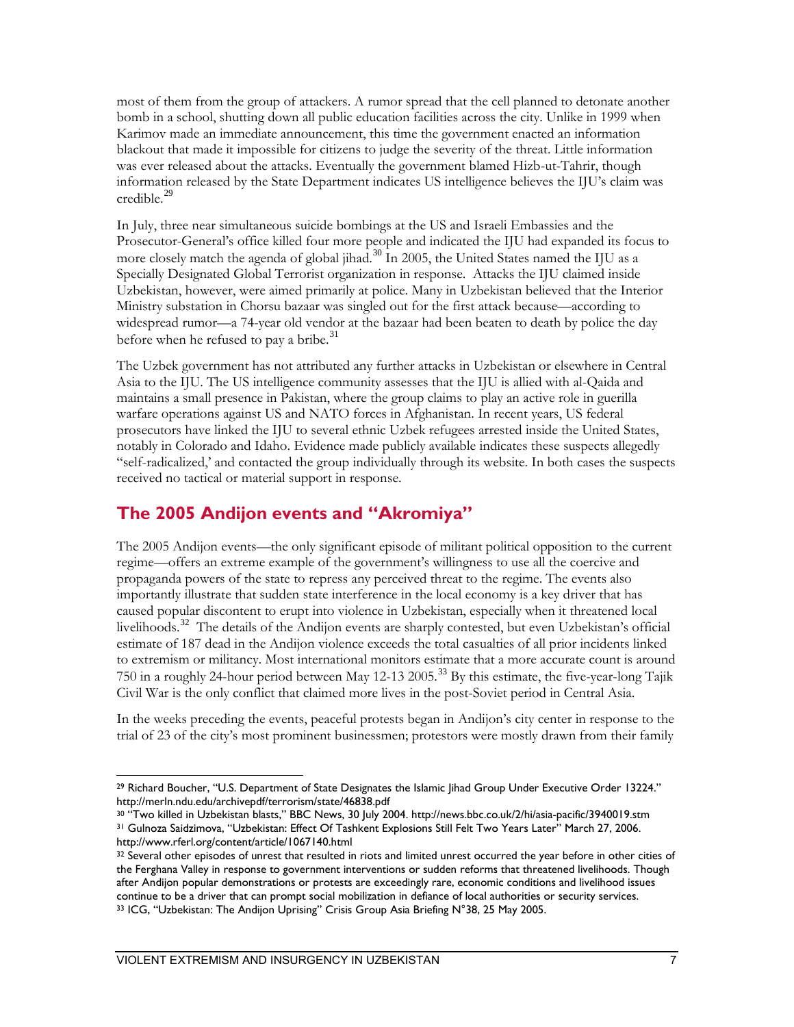most of them from the group of attackers. A rumor spread that the cell planned to detonate another bomb in a school, shutting down all public education facilities across the city. Unlike in 1999 when Karimov made an immediate announcement, this time the government enacted an information blackout that made it impossible for citizens to judge the severity of the threat. Little information was ever released about the attacks. Eventually the government blamed Hizb-ut-Tahrir, though information released by the State Department indicates US intelligence believes the IJU's claim was credible.[29]

In July, three near simultaneous suicide bombings at the US and Israeli Embassies and the Prosecutor-General's office killed four more people and indicated the IJU had expanded its focus to more closely match the agenda of global jihad.[30] In 2005, the United States named the IJU as a Specially Designated Global Terrorist organization in response. Attacks the IJU claimed inside Uzbekistan, however, were aimed primarily at police. Many in Uzbekistan believed that the Interior Ministry substation in Chorsu bazaar was singled out for the first attack because—according to widespread rumor—a 74-year old vendor at the bazaar had been beaten to death by police the day before when he refused to pay a bribe.[31]

The Uzbek government has not attributed any further attacks in Uzbekistan or elsewhere in Central Asia to the IJU. The US intelligence community assesses that the IJU is allied with al-Qaida and maintains a small presence in Pakistan, where the group claims to play an active role in guerilla warfare operations against US and NATO forces in Afghanistan. In recent years, US federal prosecutors have linked the IJU to several ethnic Uzbek refugees arrested inside the United States, notably in Colorado and Idaho. Evidence made publicly available indicates these suspects allegedly "self-radicalized,' and contacted the group individually through its website. In both cases the suspects received no tactical or material support in response.

## The 2005 Andijon events and "Akromiya"

The 2005 Andijon events—the only significant episode of militant political opposition to the current regime—offers an extreme example of the government's willingness to use all the coercive and propaganda powers of the state to repress any perceived threat to the regime. The events also importantly illustrate that sudden state interference in the local economy is a key driver that has caused popular discontent to erupt into violence in Uzbekistan, especially when it threatened local livelihoods.[32] The details of the Andijon events are sharply contested, but even Uzbekistan's official estimate of 187 dead in the Andijon violence exceeds the total casualties of all prior incidents linked to extremism or militancy. Most international monitors estimate that a more accurate count is around 750 in a roughly 24-hour period between May 12-13 2005.[33] By this estimate, the five-year-long Tajik Civil War is the only conflict that claimed more lives in the post-Soviet period in Central Asia.

In the weeks preceding the events, peaceful protests began in Andijon's city center in response to the trial of 23 of the city's most prominent businessmen; protestors were mostly drawn from their family

---

[29] Richard Boucher, "U.S. Department of State Designates the Islamic Jihad Group Under Executive Order 13224." http://merln.ndu.edu/archivepdf/terrorism/state/46838.pdf

[30] "Two killed in Uzbekistan blasts," BBC News, 30 July 2004. http://news.bbc.co.uk/2/hi/asia-pacific/3940019.stm

[31] Gulnoza Saidzimova, "Uzbekistan: Effect Of Tashkent Explosions Still Felt Two Years Later" March 27, 2006. http://www.rferl.org/content/article/1067140.html

[32] Several other episodes of unrest that resulted in riots and limited unrest occurred the year before in other cities of the Ferghana Valley in response to government interventions or sudden reforms that threatened livelihoods. Though after Andijon popular demonstrations or protests are exceedingly rare, economic conditions and livelihood issues continue to be a driver that can prompt social mobilization in defiance of local authorities or security services.

[33] ICG, "Uzbekistan: The Andijon Uprising" Crisis Group Asia Briefing N°38, 25 May 2005.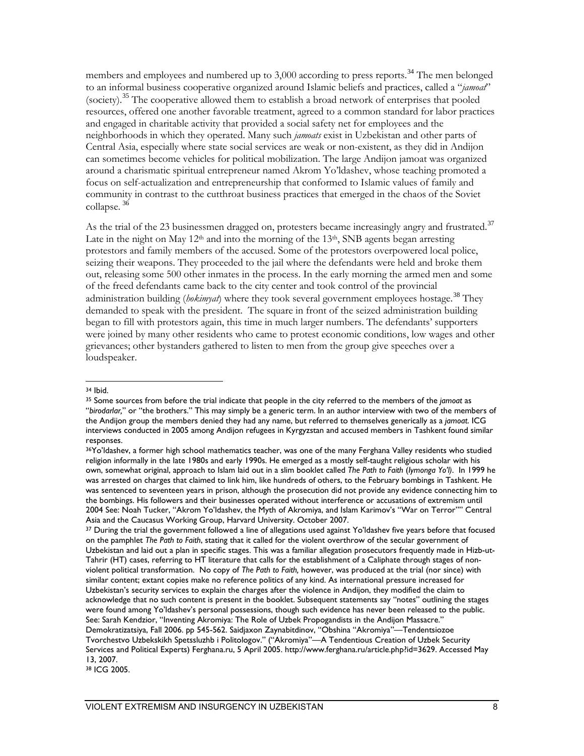members and employees and numbered up to 3,000 according to press reports.[34] The men belonged to an informal business cooperative organized around Islamic beliefs and practices, called a "*jamoat*" (society).[35] The cooperative allowed them to establish a broad network of enterprises that pooled resources, offered one another favorable treatment, agreed to a common standard for labor practices and engaged in charitable activity that provided a social safety net for employees and the neighborhoods in which they operated. Many such *jamoats* exist in Uzbekistan and other parts of Central Asia, especially where state social services are weak or non-existent, as they did in Andijon can sometimes become vehicles for political mobilization. The large Andijon jamoat was organized around a charismatic spiritual entrepreneur named Akrom Yo'ldashev, whose teaching promoted a focus on self-actualization and entrepreneurship that conformed to Islamic values of family and community in contrast to the cutthroat business practices that emerged in the chaos of the Soviet collapse.[36]

As the trial of the 23 businessmen dragged on, protesters became increasingly angry and frustrated.[37] Late in the night on May 12th and into the morning of the 13th, SNB agents began arresting protestors and family members of the accused. Some of the protestors overpowered local police, seizing their weapons. They proceeded to the jail where the defendants were held and broke them out, releasing some 500 other inmates in the process. In the early morning the armed men and some of the freed defendants came back to the city center and took control of the provincial administration building (*hokimyat*) where they took several government employees hostage.[38] They demanded to speak with the president. The square in front of the seized administration building began to fill with protestors again, this time in much larger numbers. The defendants' supporters were joined by many other residents who came to protest economic conditions, low wages and other grievances; other bystanders gathered to listen to men from the group give speeches over a loudspeaker.

---

[34] Ibid.

[35] Some sources from before the trial indicate that people in the city referred to the members of the *jamoat* as "*birodarlar,*" or "the brothers." This may simply be a generic term. In an author interview with two of the members of the Andijon group the members denied they had any name, but referred to themselves generically as a *jamoat*. ICG interviews conducted in 2005 among Andijon refugees in Kyrgyzstan and accused members in Tashkent found similar responses.

[36] Yo'ldashev, a former high school mathematics teacher, was one of the many Ferghana Valley residents who studied religion informally in the late 1980s and early 1990s. He emerged as a mostly self-taught religious scholar with his own, somewhat original, approach to Islam laid out in a slim booklet called *The Path to Faith* (*Iymonga Yo'l*). In 1999 he was arrested on charges that claimed to link him, like hundreds of others, to the February bombings in Tashkent. He was sentenced to seventeen years in prison, although the prosecution did not provide any evidence connecting him to the bombings. His followers and their businesses operated without interference or accusations of extremism until 2004 See: Noah Tucker, "Akrom Yo'ldashev, the Myth of Akromiya, and Islam Karimov's "War on Terror"" Central Asia and the Caucasus Working Group, Harvard University. October 2007.

[37] During the trial the government followed a line of allegations used against Yo'ldashev five years before that focused on the pamphlet *The Path to Faith*, stating that it called for the violent overthrow of the secular government of Uzbekistan and laid out a plan in specific stages. This was a familiar allegation prosecutors frequently made in Hizb-ut-Tahrir (HT) cases, referring to HT literature that calls for the establishment of a Caliphate through stages of non-violent political transformation. No copy of *The Path to Faith,* however, was produced at the trial (nor since) with similar content; extant copies make no reference politics of any kind. As international pressure increased for Uzbekistan's security services to explain the charges after the violence in Andijon, they modified the claim to acknowledge that no such content is present in the booklet. Subsequent statements say "notes" outlining the stages were found among Yo'ldashev's personal possessions, though such evidence has never been released to the public. See: Sarah Kendzior, "Inventing Akromiya: The Role of Uzbek Propogandists in the Andijon Massacre." Demokratizatsiya, Fall 2006. pp 545-562. Saidjaxon Zaynabitdinov, "Obshina "Akromiya"—Tendentsiozoe Tvorchestvo Uzbekskikh Spetssluzhb i Politologov." ("Akromiya"—A Tendentious Creation of Uzbek Security Services and Political Experts) Ferghana.ru, 5 April 2005. http://www.ferghana.ru/article.php?id=3629. Accessed May 13, 2007.

[38] ICG 2005.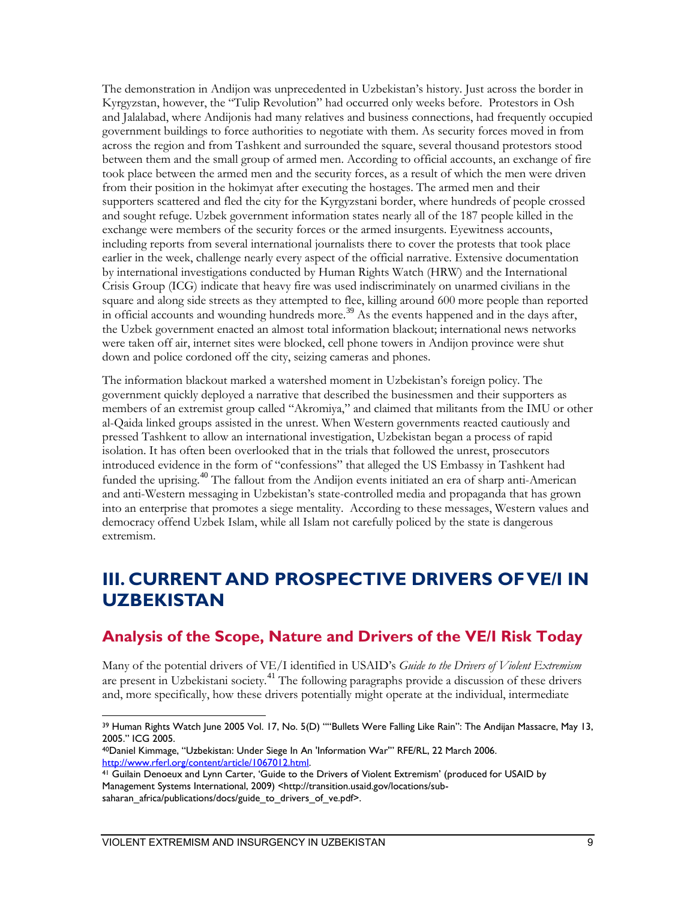The demonstration in Andijon was unprecedented in Uzbekistan's history. Just across the border in Kyrgyzstan, however, the "Tulip Revolution" had occurred only weeks before. Protestors in Osh and Jalalabad, where Andijonis had many relatives and business connections, had frequently occupied government buildings to force authorities to negotiate with them. As security forces moved in from across the region and from Tashkent and surrounded the square, several thousand protestors stood between them and the small group of armed men. According to official accounts, an exchange of fire took place between the armed men and the security forces, as a result of which the men were driven from their position in the hokimyat after executing the hostages. The armed men and their supporters scattered and fled the city for the Kyrgyzstani border, where hundreds of people crossed and sought refuge. Uzbek government information states nearly all of the 187 people killed in the exchange were members of the security forces or the armed insurgents. Eyewitness accounts, including reports from several international journalists there to cover the protests that took place earlier in the week, challenge nearly every aspect of the official narrative. Extensive documentation by international investigations conducted by Human Rights Watch (HRW) and the International Crisis Group (ICG) indicate that heavy fire was used indiscriminately on unarmed civilians in the square and along side streets as they attempted to flee, killing around 600 more people than reported in official accounts and wounding hundreds more.[39] As the events happened and in the days after, the Uzbek government enacted an almost total information blackout; international news networks were taken off air, internet sites were blocked, cell phone towers in Andijon province were shut down and police cordoned off the city, seizing cameras and phones.

The information blackout marked a watershed moment in Uzbekistan's foreign policy. The government quickly deployed a narrative that described the businessmen and their supporters as members of an extremist group called "Akromiya," and claimed that militants from the IMU or other al-Qaida linked groups assisted in the unrest. When Western governments reacted cautiously and pressed Tashkent to allow an international investigation, Uzbekistan began a process of rapid isolation. It has often been overlooked that in the trials that followed the unrest, prosecutors introduced evidence in the form of "confessions" that alleged the US Embassy in Tashkent had funded the uprising.[40] The fallout from the Andijon events initiated an era of sharp anti-American and anti-Western messaging in Uzbekistan's state-controlled media and propaganda that has grown into an enterprise that promotes a siege mentality. According to these messages, Western values and democracy offend Uzbek Islam, while all Islam not carefully policed by the state is dangerous extremism.

# III. CURRENT AND PROSPECTIVE DRIVERS OF VE/I IN UZBEKISTAN

## Analysis of the Scope, Nature and Drivers of the VE/I Risk Today

Many of the potential drivers of VE/I identified in USAID's *Guide to the Drivers of Violent Extremism* are present in Uzbekistani society.[41] The following paragraphs provide a discussion of these drivers and, more specifically, how these drivers potentially might operate at the individual, intermediate

---

[39] Human Rights Watch June 2005 Vol. 17, No. 5(D) ""Bullets Were Falling Like Rain": The Andijan Massacre, May 13, 2005." ICG 2005.

[40] Daniel Kimmage, "Uzbekistan: Under Siege In An 'Information War'" RFE/RL, 22 March 2006. http://www.rferl.org/content/article/1067012.html.

[41] Guilain Denoeux and Lynn Carter, 'Guide to the Drivers of Violent Extremism' (produced for USAID by Management Systems International, 2009) <http://transition.usaid.gov/locations/sub-saharan_africa/publications/docs/guide_to_drivers_of_ve.pdf>.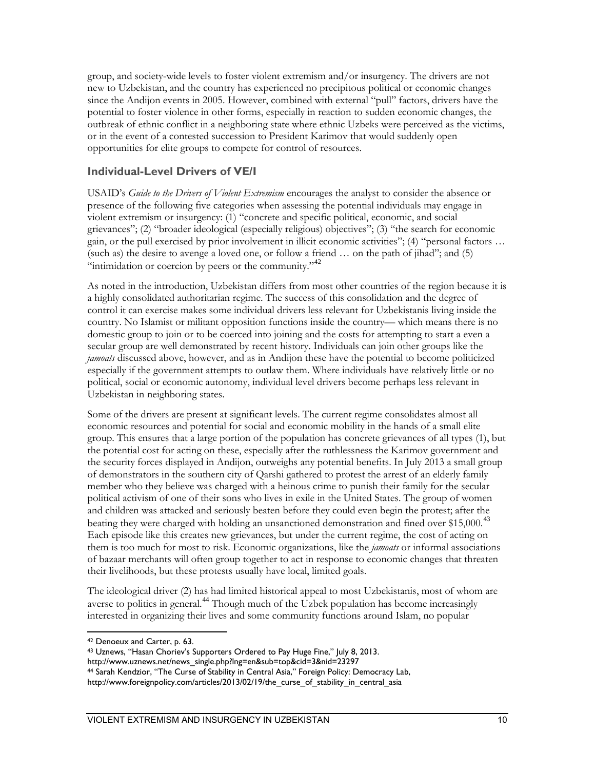group, and society-wide levels to foster violent extremism and/or insurgency. The drivers are not new to Uzbekistan, and the country has experienced no precipitous political or economic changes since the Andijon events in 2005. However, combined with external "pull" factors, drivers have the potential to foster violence in other forms, especially in reaction to sudden economic changes, the outbreak of ethnic conflict in a neighboring state where ethnic Uzbeks were perceived as the victims, or in the event of a contested succession to President Karimov that would suddenly open opportunities for elite groups to compete for control of resources.

## Individual-Level Drivers of VE/I

USAID's *Guide to the Drivers of Violent Extremism* encourages the analyst to consider the absence or presence of the following five categories when assessing the potential individuals may engage in violent extremism or insurgency: (1) "concrete and specific political, economic, and social grievances"; (2) "broader ideological (especially religious) objectives"; (3) "the search for economic gain, or the pull exercised by prior involvement in illicit economic activities"; (4) "personal factors … (such as) the desire to avenge a loved one, or follow a friend … on the path of jihad"; and (5) "intimidation or coercion by peers or the community."[42]

As noted in the introduction, Uzbekistan differs from most other countries of the region because it is a highly consolidated authoritarian regime. The success of this consolidation and the degree of control it can exercise makes some individual drivers less relevant for Uzbekistanis living inside the country. No Islamist or militant opposition functions inside the country— which means there is no domestic group to join or to be coerced into joining and the costs for attempting to start a even a secular group are well demonstrated by recent history. Individuals can join other groups like the *jamoats* discussed above, however, and as in Andijon these have the potential to become politicized especially if the government attempts to outlaw them. Where individuals have relatively little or no political, social or economic autonomy, individual level drivers become perhaps less relevant in Uzbekistan in neighboring states.

Some of the drivers are present at significant levels. The current regime consolidates almost all economic resources and potential for social and economic mobility in the hands of a small elite group. This ensures that a large portion of the population has concrete grievances of all types (1), but the potential cost for acting on these, especially after the ruthlessness the Karimov government and the security forces displayed in Andijon, outweighs any potential benefits. In July 2013 a small group of demonstrators in the southern city of Qarshi gathered to protest the arrest of an elderly family member who they believe was charged with a heinous crime to punish their family for the secular political activism of one of their sons who lives in exile in the United States. The group of women and children was attacked and seriously beaten before they could even begin the protest; after the beating they were charged with holding an unsanctioned demonstration and fined over $15,000.[43] Each episode like this creates new grievances, but under the current regime, the cost of acting on them is too much for most to risk. Economic organizations, like the *jamoats* or informal associations of bazaar merchants will often group together to act in response to economic changes that threaten their livelihoods, but these protests usually have local, limited goals.

The ideological driver (2) has had limited historical appeal to most Uzbekistanis, most of whom are averse to politics in general.[44] Though much of the Uzbek population has become increasingly interested in organizing their lives and some community functions around Islam, no popular

---

[42] Denoeux and Carter, p. 63.

[43] Uznews, "Hasan Choriev's Supporters Ordered to Pay Huge Fine," July 8, 2013. http://www.uznews.net/news_single.php?lng=en&sub=top&cid=3&nid=23297

[44] Sarah Kendzior, "The Curse of Stability in Central Asia," Foreign Policy: Democracy Lab, http://www.foreignpolicy.com/articles/2013/02/19/the_curse_of_stability_in_central_asia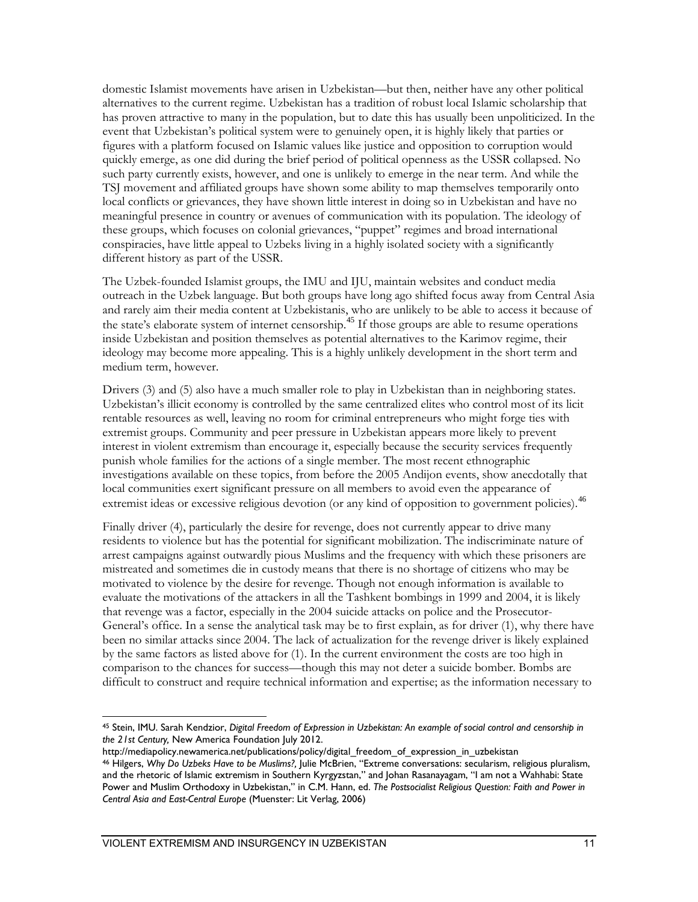domestic Islamist movements have arisen in Uzbekistan—but then, neither have any other political alternatives to the current regime. Uzbekistan has a tradition of robust local Islamic scholarship that has proven attractive to many in the population, but to date this has usually been unpoliticized. In the event that Uzbekistan's political system were to genuinely open, it is highly likely that parties or figures with a platform focused on Islamic values like justice and opposition to corruption would quickly emerge, as one did during the brief period of political openness as the USSR collapsed. No such party currently exists, however, and one is unlikely to emerge in the near term. And while the TSJ movement and affiliated groups have shown some ability to map themselves temporarily onto local conflicts or grievances, they have shown little interest in doing so in Uzbekistan and have no meaningful presence in country or avenues of communication with its population. The ideology of these groups, which focuses on colonial grievances, "puppet" regimes and broad international conspiracies, have little appeal to Uzbeks living in a highly isolated society with a significantly different history as part of the USSR.

The Uzbek-founded Islamist groups, the IMU and IJU, maintain websites and conduct media outreach in the Uzbek language. But both groups have long ago shifted focus away from Central Asia and rarely aim their media content at Uzbekistanis, who are unlikely to be able to access it because of the state's elaborate system of internet censorship.[45] If those groups are able to resume operations inside Uzbekistan and position themselves as potential alternatives to the Karimov regime, their ideology may become more appealing. This is a highly unlikely development in the short term and medium term, however.

Drivers (3) and (5) also have a much smaller role to play in Uzbekistan than in neighboring states. Uzbekistan's illicit economy is controlled by the same centralized elites who control most of its licit rentable resources as well, leaving no room for criminal entrepreneurs who might forge ties with extremist groups. Community and peer pressure in Uzbekistan appears more likely to prevent interest in violent extremism than encourage it, especially because the security services frequently punish whole families for the actions of a single member. The most recent ethnographic investigations available on these topics, from before the 2005 Andijon events, show anecdotally that local communities exert significant pressure on all members to avoid even the appearance of extremist ideas or excessive religious devotion (or any kind of opposition to government policies).[46]

Finally driver (4), particularly the desire for revenge, does not currently appear to drive many residents to violence but has the potential for significant mobilization. The indiscriminate nature of arrest campaigns against outwardly pious Muslims and the frequency with which these prisoners are mistreated and sometimes die in custody means that there is no shortage of citizens who may be motivated to violence by the desire for revenge. Though not enough information is available to evaluate the motivations of the attackers in all the Tashkent bombings in 1999 and 2004, it is likely that revenge was a factor, especially in the 2004 suicide attacks on police and the Prosecutor-General's office. In a sense the analytical task may be to first explain, as for driver (1), why there have been no similar attacks since 2004. The lack of actualization for the revenge driver is likely explained by the same factors as listed above for (1). In the current environment the costs are too high in comparison to the chances for success—though this may not deter a suicide bomber. Bombs are difficult to construct and require technical information and expertise; as the information necessary to

---

[45] Stein, IMU. Sarah Kendzior, *Digital Freedom of Expression in Uzbekistan: An example of social control and censorship in the 21st Century,* New America Foundation July 2012. http://mediapolicy.newamerica.net/publications/policy/digital_freedom_of_expression_in_uzbekistan

[46] Hilgers, *Why Do Uzbeks Have to be Muslims?,* Julie McBrien, "Extreme conversations: secularism, religious pluralism, and the rhetoric of Islamic extremism in Southern Kyrgyzstan," and Johan Rasanayagam, "I am not a Wahhabi: State Power and Muslim Orthodoxy in Uzbekistan," in C.M. Hann, ed. *The Postsocialist Religious Question: Faith and Power in Central Asia and East-Central Europe* (Muenster: Lit Verlag, 2006)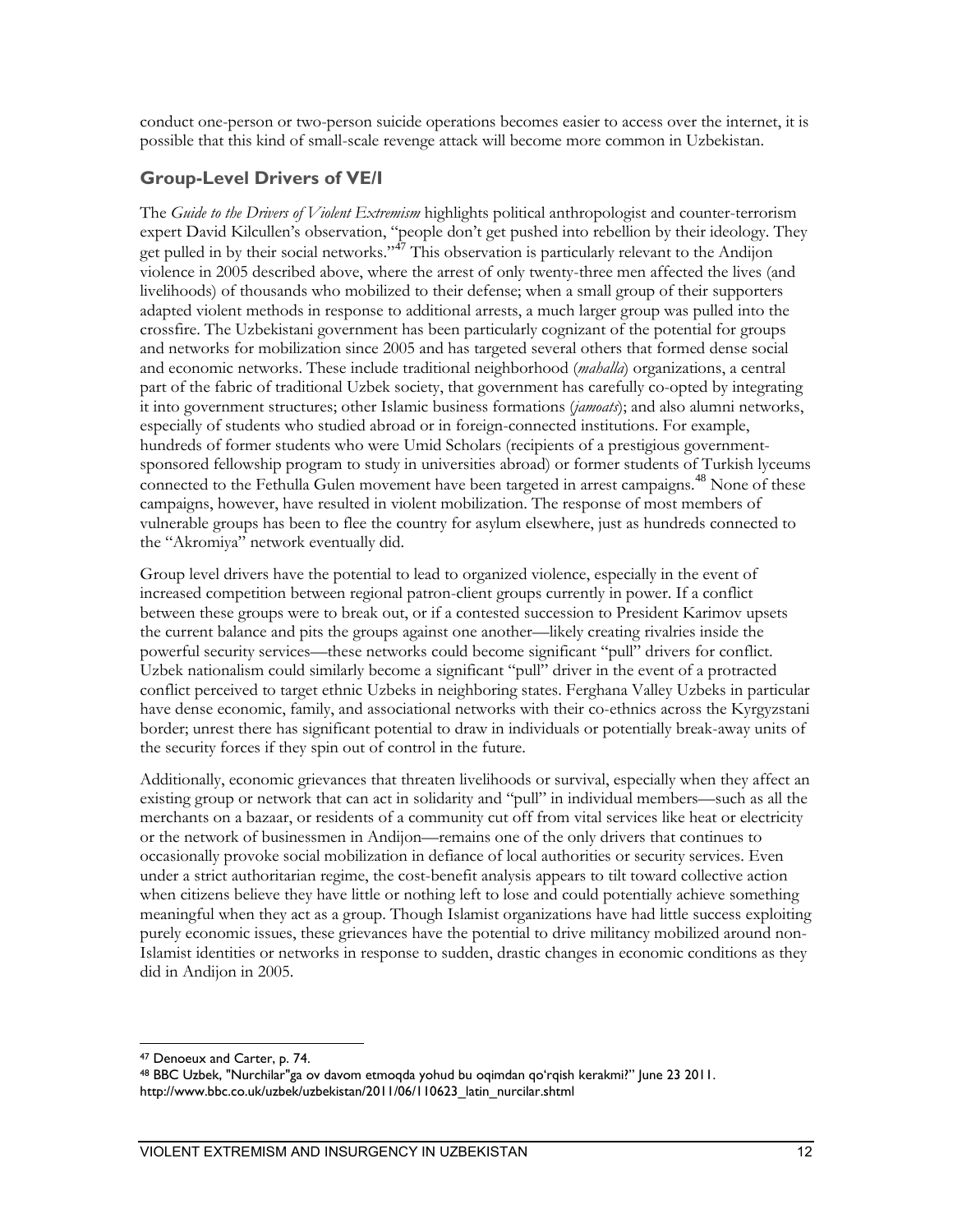conduct one-person or two-person suicide operations becomes easier to access over the internet, it is possible that this kind of small-scale revenge attack will become more common in Uzbekistan.

## Group-Level Drivers of VE/I

The *Guide to the Drivers of Violent Extremism* highlights political anthropologist and counter-terrorism expert David Kilcullen's observation, "people don't get pushed into rebellion by their ideology. They get pulled in by their social networks."[47] This observation is particularly relevant to the Andijon violence in 2005 described above, where the arrest of only twenty-three men affected the lives (and livelihoods) of thousands who mobilized to their defense; when a small group of their supporters adapted violent methods in response to additional arrests, a much larger group was pulled into the crossfire. The Uzbekistani government has been particularly cognizant of the potential for groups and networks for mobilization since 2005 and has targeted several others that formed dense social and economic networks. These include traditional neighborhood (*mahalla*) organizations, a central part of the fabric of traditional Uzbek society, that government has carefully co-opted by integrating it into government structures; other Islamic business formations (*jamoats*); and also alumni networks, especially of students who studied abroad or in foreign-connected institutions. For example, hundreds of former students who were Umid Scholars (recipients of a prestigious government-sponsored fellowship program to study in universities abroad) or former students of Turkish lyceums connected to the Fethulla Gulen movement have been targeted in arrest campaigns.[48] None of these campaigns, however, have resulted in violent mobilization. The response of most members of vulnerable groups has been to flee the country for asylum elsewhere, just as hundreds connected to the "Akromiya" network eventually did.

Group level drivers have the potential to lead to organized violence, especially in the event of increased competition between regional patron-client groups currently in power. If a conflict between these groups were to break out, or if a contested succession to President Karimov upsets the current balance and pits the groups against one another—likely creating rivalries inside the powerful security services—these networks could become significant "pull" drivers for conflict. Uzbek nationalism could similarly become a significant "pull" driver in the event of a protracted conflict perceived to target ethnic Uzbeks in neighboring states. Ferghana Valley Uzbeks in particular have dense economic, family, and associational networks with their co-ethnics across the Kyrgyzstani border; unrest there has significant potential to draw in individuals or potentially break-away units of the security forces if they spin out of control in the future.

Additionally, economic grievances that threaten livelihoods or survival, especially when they affect an existing group or network that can act in solidarity and "pull" in individual members—such as all the merchants on a bazaar, or residents of a community cut off from vital services like heat or electricity or the network of businessmen in Andijon—remains one of the only drivers that continues to occasionally provoke social mobilization in defiance of local authorities or security services. Even under a strict authoritarian regime, the cost-benefit analysis appears to tilt toward collective action when citizens believe they have little or nothing left to lose and could potentially achieve something meaningful when they act as a group. Though Islamist organizations have had little success exploiting purely economic issues, these grievances have the potential to drive militancy mobilized around non-Islamist identities or networks in response to sudden, drastic changes in economic conditions as they did in Andijon in 2005.

---

[47] Denoeux and Carter, p. 74.

[48] BBC Uzbek, "Nurchilar"ga ov davom etmoqda yohud bu oqimdan qo'rqish kerakmi?" June 23 2011. http://www.bbc.co.uk/uzbek/uzbekistan/2011/06/110623_latin_nurcilar.shtml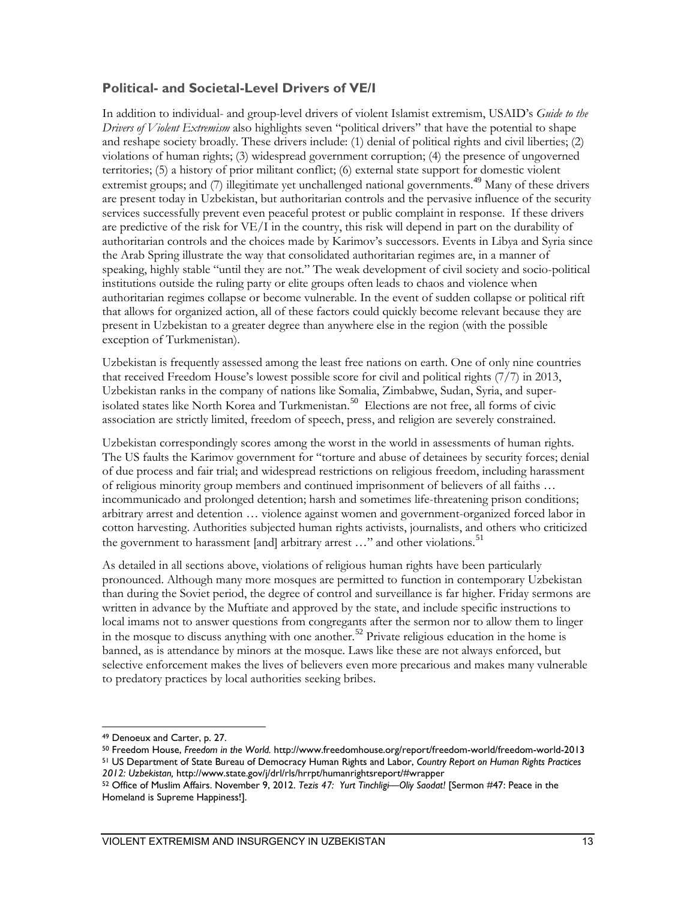### Political- and Societal-Level Drivers of VE/I

In addition to individual- and group-level drivers of violent Islamist extremism, USAID's *Guide to the Drivers of Violent Extremism* also highlights seven "political drivers" that have the potential to shape and reshape society broadly. These drivers include: (1) denial of political rights and civil liberties; (2) violations of human rights; (3) widespread government corruption; (4) the presence of ungoverned territories; (5) a history of prior militant conflict; (6) external state support for domestic violent extremist groups; and (7) illegitimate yet unchallenged national governments.[49] Many of these drivers are present today in Uzbekistan, but authoritarian controls and the pervasive influence of the security services successfully prevent even peaceful protest or public complaint in response. If these drivers are predictive of the risk for VE/I in the country, this risk will depend in part on the durability of authoritarian controls and the choices made by Karimov's successors. Events in Libya and Syria since the Arab Spring illustrate the way that consolidated authoritarian regimes are, in a manner of speaking, highly stable "until they are not." The weak development of civil society and socio-political institutions outside the ruling party or elite groups often leads to chaos and violence when authoritarian regimes collapse or become vulnerable. In the event of sudden collapse or political rift that allows for organized action, all of these factors could quickly become relevant because they are present in Uzbekistan to a greater degree than anywhere else in the region (with the possible exception of Turkmenistan).

Uzbekistan is frequently assessed among the least free nations on earth. One of only nine countries that received Freedom House's lowest possible score for civil and political rights (7/7) in 2013, Uzbekistan ranks in the company of nations like Somalia, Zimbabwe, Sudan, Syria, and super-isolated states like North Korea and Turkmenistan.[50] Elections are not free, all forms of civic association are strictly limited, freedom of speech, press, and religion are severely constrained.

Uzbekistan correspondingly scores among the worst in the world in assessments of human rights. The US faults the Karimov government for "torture and abuse of detainees by security forces; denial of due process and fair trial; and widespread restrictions on religious freedom, including harassment of religious minority group members and continued imprisonment of believers of all faiths … incommunicado and prolonged detention; harsh and sometimes life-threatening prison conditions; arbitrary arrest and detention … violence against women and government-organized forced labor in cotton harvesting. Authorities subjected human rights activists, journalists, and others who criticized the government to harassment [and] arbitrary arrest …" and other violations.[51]

As detailed in all sections above, violations of religious human rights have been particularly pronounced. Although many more mosques are permitted to function in contemporary Uzbekistan than during the Soviet period, the degree of control and surveillance is far higher. Friday sermons are written in advance by the Muftiate and approved by the state, and include specific instructions to local imams not to answer questions from congregants after the sermon nor to allow them to linger in the mosque to discuss anything with one another.[52] Private religious education in the home is banned, as is attendance by minors at the mosque. Laws like these are not always enforced, but selective enforcement makes the lives of believers even more precarious and makes many vulnerable to predatory practices by local authorities seeking bribes.

---

[49] Denoeux and Carter, p. 27.

[50] Freedom House, *Freedom in the World.* http://www.freedomhouse.org/report/freedom-world/freedom-world-2013

[51] US Department of State Bureau of Democracy Human Rights and Labor, *Country Report on Human Rights Practices 2012: Uzbekistan,* http://www.state.gov/j/drl/rls/hrrpt/humanrightsreport/#wrapper

[52] Office of Muslim Affairs. November 9, 2012. *Tezis 47: Yurt Tinchligi—Oliy Saodat!* [Sermon #47: Peace in the Homeland is Supreme Happiness!].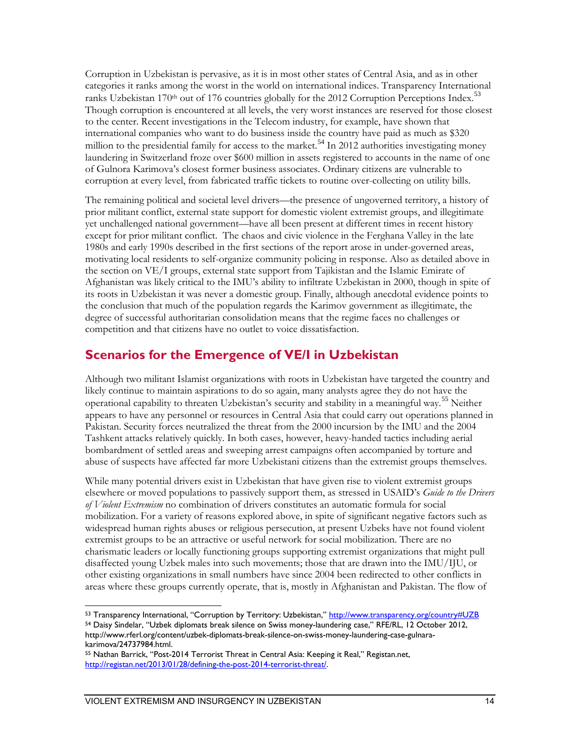Corruption in Uzbekistan is pervasive, as it is in most other states of Central Asia, and as in other categories it ranks among the worst in the world on international indices. Transparency International ranks Uzbekistan 170th out of 176 countries globally for the 2012 Corruption Perceptions Index.[53] Though corruption is encountered at all levels, the very worst instances are reserved for those closest to the center. Recent investigations in the Telecom industry, for example, have shown that international companies who want to do business inside the country have paid as much as $320 million to the presidential family for access to the market.[54] In 2012 authorities investigating money laundering in Switzerland froze over $600 million in assets registered to accounts in the name of one of Gulnora Karimova's closest former business associates. Ordinary citizens are vulnerable to corruption at every level, from fabricated traffic tickets to routine over-collecting on utility bills.

The remaining political and societal level drivers—the presence of ungoverned territory, a history of prior militant conflict, external state support for domestic violent extremist groups, and illegitimate yet unchallenged national government—have all been present at different times in recent history except for prior militant conflict. The chaos and civic violence in the Ferghana Valley in the late 1980s and early 1990s described in the first sections of the report arose in under-governed areas, motivating local residents to self-organize community policing in response. Also as detailed above in the section on VE/I groups, external state support from Tajikistan and the Islamic Emirate of Afghanistan was likely critical to the IMU's ability to infiltrate Uzbekistan in 2000, though in spite of its roots in Uzbekistan it was never a domestic group. Finally, although anecdotal evidence points to the conclusion that much of the population regards the Karimov government as illegitimate, the degree of successful authoritarian consolidation means that the regime faces no challenges or competition and that citizens have no outlet to voice dissatisfaction.

## Scenarios for the Emergence of VE/I in Uzbekistan

Although two militant Islamist organizations with roots in Uzbekistan have targeted the country and likely continue to maintain aspirations to do so again, many analysts agree they do not have the operational capability to threaten Uzbekistan's security and stability in a meaningful way.[55] Neither appears to have any personnel or resources in Central Asia that could carry out operations planned in Pakistan. Security forces neutralized the threat from the 2000 incursion by the IMU and the 2004 Tashkent attacks relatively quickly. In both cases, however, heavy-handed tactics including aerial bombardment of settled areas and sweeping arrest campaigns often accompanied by torture and abuse of suspects have affected far more Uzbekistani citizens than the extremist groups themselves.

While many potential drivers exist in Uzbekistan that have given rise to violent extremist groups elsewhere or moved populations to passively support them, as stressed in USAID's *Guide to the Drivers of Violent Extremism* no combination of drivers constitutes an automatic formula for social mobilization. For a variety of reasons explored above, in spite of significant negative factors such as widespread human rights abuses or religious persecution, at present Uzbeks have not found violent extremist groups to be an attractive or useful network for social mobilization. There are no charismatic leaders or locally functioning groups supporting extremist organizations that might pull disaffected young Uzbek males into such movements; those that are drawn into the IMU/IJU, or other existing organizations in small numbers have since 2004 been redirected to other conflicts in areas where these groups currently operate, that is, mostly in Afghanistan and Pakistan. The flow of

---

[53] Transparency International, "Corruption by Territory: Uzbekistan," http://www.transparency.org/country#UZB

[54] Daisy Sindelar, "Uzbek diplomats break silence on Swiss money-laundering case," RFE/RL, 12 October 2012, http://www.rferl.org/content/uzbek-diplomats-break-silence-on-swiss-money-laundering-case-gulnara-karimova/24737984.html.

[55] Nathan Barrick, "Post-2014 Terrorist Threat in Central Asia: Keeping it Real," Registan.net, http://registan.net/2013/01/28/defining-the-post-2014-terrorist-threat/.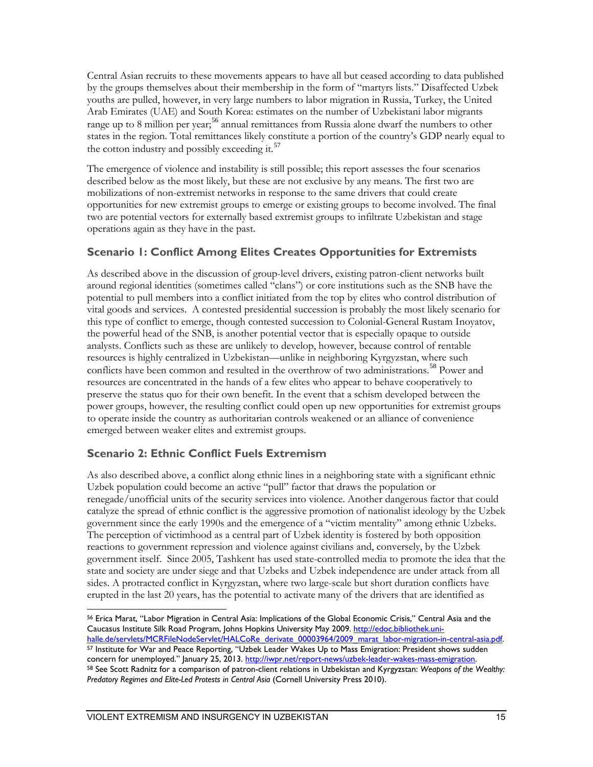Central Asian recruits to these movements appears to have all but ceased according to data published by the groups themselves about their membership in the form of "martyrs lists." Disaffected Uzbek youths are pulled, however, in very large numbers to labor migration in Russia, Turkey, the United Arab Emirates (UAE) and South Korea: estimates on the number of Uzbekistani labor migrants range up to 8 million per year;[56] annual remittances from Russia alone dwarf the numbers to other states in the region. Total remittances likely constitute a portion of the country's GDP nearly equal to the cotton industry and possibly exceeding it.[57]

The emergence of violence and instability is still possible; this report assesses the four scenarios described below as the most likely, but these are not exclusive by any means. The first two are mobilizations of non-extremist networks in response to the same drivers that could create opportunities for new extremist groups to emerge or existing groups to become involved. The final two are potential vectors for externally based extremist groups to infiltrate Uzbekistan and stage operations again as they have in the past.

## Scenario 1: Conflict Among Elites Creates Opportunities for Extremists

As described above in the discussion of group-level drivers, existing patron-client networks built around regional identities (sometimes called "clans") or core institutions such as the SNB have the potential to pull members into a conflict initiated from the top by elites who control distribution of vital goods and services. A contested presidential succession is probably the most likely scenario for this type of conflict to emerge, though contested succession to Colonial-General Rustam Inoyatov, the powerful head of the SNB, is another potential vector that is especially opaque to outside analysts. Conflicts such as these are unlikely to develop, however, because control of rentable resources is highly centralized in Uzbekistan—unlike in neighboring Kyrgyzstan, where such conflicts have been common and resulted in the overthrow of two administrations.[58] Power and resources are concentrated in the hands of a few elites who appear to behave cooperatively to preserve the status quo for their own benefit. In the event that a schism developed between the power groups, however, the resulting conflict could open up new opportunities for extremist groups to operate inside the country as authoritarian controls weakened or an alliance of convenience emerged between weaker elites and extremist groups.

## Scenario 2: Ethnic Conflict Fuels Extremism

As also described above, a conflict along ethnic lines in a neighboring state with a significant ethnic Uzbek population could become an active "pull" factor that draws the population or renegade/unofficial units of the security services into violence. Another dangerous factor that could catalyze the spread of ethnic conflict is the aggressive promotion of nationalist ideology by the Uzbek government since the early 1990s and the emergence of a "victim mentality" among ethnic Uzbeks. The perception of victimhood as a central part of Uzbek identity is fostered by both opposition reactions to government repression and violence against civilians and, conversely, by the Uzbek government itself. Since 2005, Tashkent has used state-controlled media to promote the idea that the state and society are under siege and that Uzbeks and Uzbek independence are under attack from all sides. A protracted conflict in Kyrgyzstan, where two large-scale but short duration conflicts have erupted in the last 20 years, has the potential to activate many of the drivers that are identified as

---

[56] Erica Marat, "Labor Migration in Central Asia: Implications of the Global Economic Crisis," Central Asia and the Caucasus Institute Silk Road Program, Johns Hopkins University May 2009. http://edoc.bibliothek.uni-halle.de/servlets/MCRFileNodeServlet/HALCoRe_derivate_00003964/2009_marat_labor-migration-in-central-asia.pdf.

[57] Institute for War and Peace Reporting, "Uzbek Leader Wakes Up to Mass Emigration: President shows sudden concern for unemployed." January 25, 2013. http://iwpr.net/report-news/uzbek-leader-wakes-mass-emigration.

[58] See Scott Radnitz for a comparison of patron-client relations in Uzbekistan and Kyrgyzstan: *Weapons of the Wealthy: Predatory Regimes and Elite-Led Protests in Central Asia* (Cornell University Press 2010).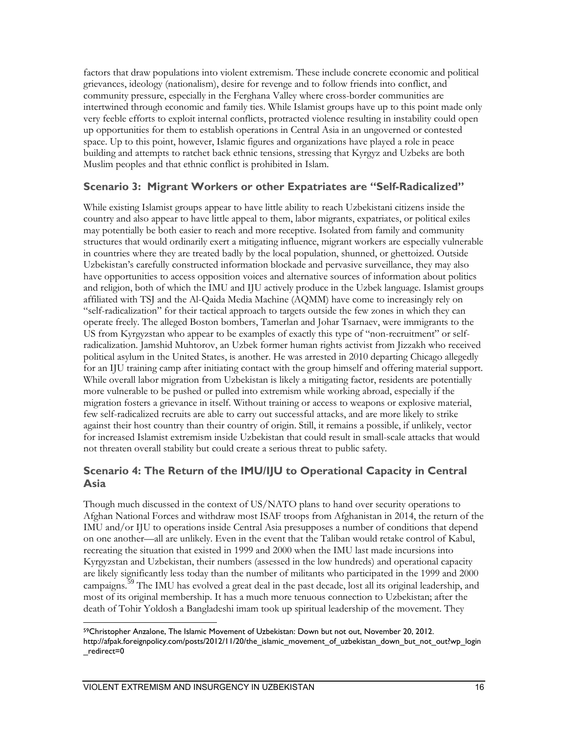factors that draw populations into violent extremism. These include concrete economic and political grievances, ideology (nationalism), desire for revenge and to follow friends into conflict, and community pressure, especially in the Ferghana Valley where cross-border communities are intertwined through economic and family ties. While Islamist groups have up to this point made only very feeble efforts to exploit internal conflicts, protracted violence resulting in instability could open up opportunities for them to establish operations in Central Asia in an ungoverned or contested space. Up to this point, however, Islamic figures and organizations have played a role in peace building and attempts to ratchet back ethnic tensions, stressing that Kyrgyz and Uzbeks are both Muslim peoples and that ethnic conflict is prohibited in Islam.

### Scenario 3: Migrant Workers or other Expatriates are "Self-Radicalized"

While existing Islamist groups appear to have little ability to reach Uzbekistani citizens inside the country and also appear to have little appeal to them, labor migrants, expatriates, or political exiles may potentially be both easier to reach and more receptive. Isolated from family and community structures that would ordinarily exert a mitigating influence, migrant workers are especially vulnerable in countries where they are treated badly by the local population, shunned, or ghettoized. Outside Uzbekistan's carefully constructed information blockade and pervasive surveillance, they may also have opportunities to access opposition voices and alternative sources of information about politics and religion, both of which the IMU and IJU actively produce in the Uzbek language. Islamist groups affiliated with TSJ and the Al-Qaida Media Machine (AQMM) have come to increasingly rely on "self-radicalization" for their tactical approach to targets outside the few zones in which they can operate freely. The alleged Boston bombers, Tamerlan and Johar Tsarnaev, were immigrants to the US from Kyrgyzstan who appear to be examples of exactly this type of "non-recruitment" or self-radicalization. Jamshid Muhtorov, an Uzbek former human rights activist from Jizzakh who received political asylum in the United States, is another. He was arrested in 2010 departing Chicago allegedly for an IJU training camp after initiating contact with the group himself and offering material support. While overall labor migration from Uzbekistan is likely a mitigating factor, residents are potentially more vulnerable to be pushed or pulled into extremism while working abroad, especially if the migration fosters a grievance in itself. Without training or access to weapons or explosive material, few self-radicalized recruits are able to carry out successful attacks, and are more likely to strike against their host country than their country of origin. Still, it remains a possible, if unlikely, vector for increased Islamist extremism inside Uzbekistan that could result in small-scale attacks that would not threaten overall stability but could create a serious threat to public safety.

### Scenario 4: The Return of the IMU/IJU to Operational Capacity in Central Asia

Though much discussed in the context of US/NATO plans to hand over security operations to Afghan National Forces and withdraw most ISAF troops from Afghanistan in 2014, the return of the IMU and/or IJU to operations inside Central Asia presupposes a number of conditions that depend on one another—all are unlikely. Even in the event that the Taliban would retake control of Kabul, recreating the situation that existed in 1999 and 2000 when the IMU last made incursions into Kyrgyzstan and Uzbekistan, their numbers (assessed in the low hundreds) and operational capacity are likely significantly less today than the number of militants who participated in the 1999 and 2000 campaigns.[59] The IMU has evolved a great deal in the past decade, lost all its original leadership, and most of its original membership. It has a much more tenuous connection to Uzbekistan; after the death of Tohir Yoldosh a Bangladeshi imam took up spiritual leadership of the movement. They

[59] Christopher Anzalone, The Islamic Movement of Uzbekistan: Down but not out, November 20, 2012. http://afpak.foreignpolicy.com/posts/2012/11/20/the_islamic_movement_of_uzbekistan_down_but_not_out?wp_login_redirect=0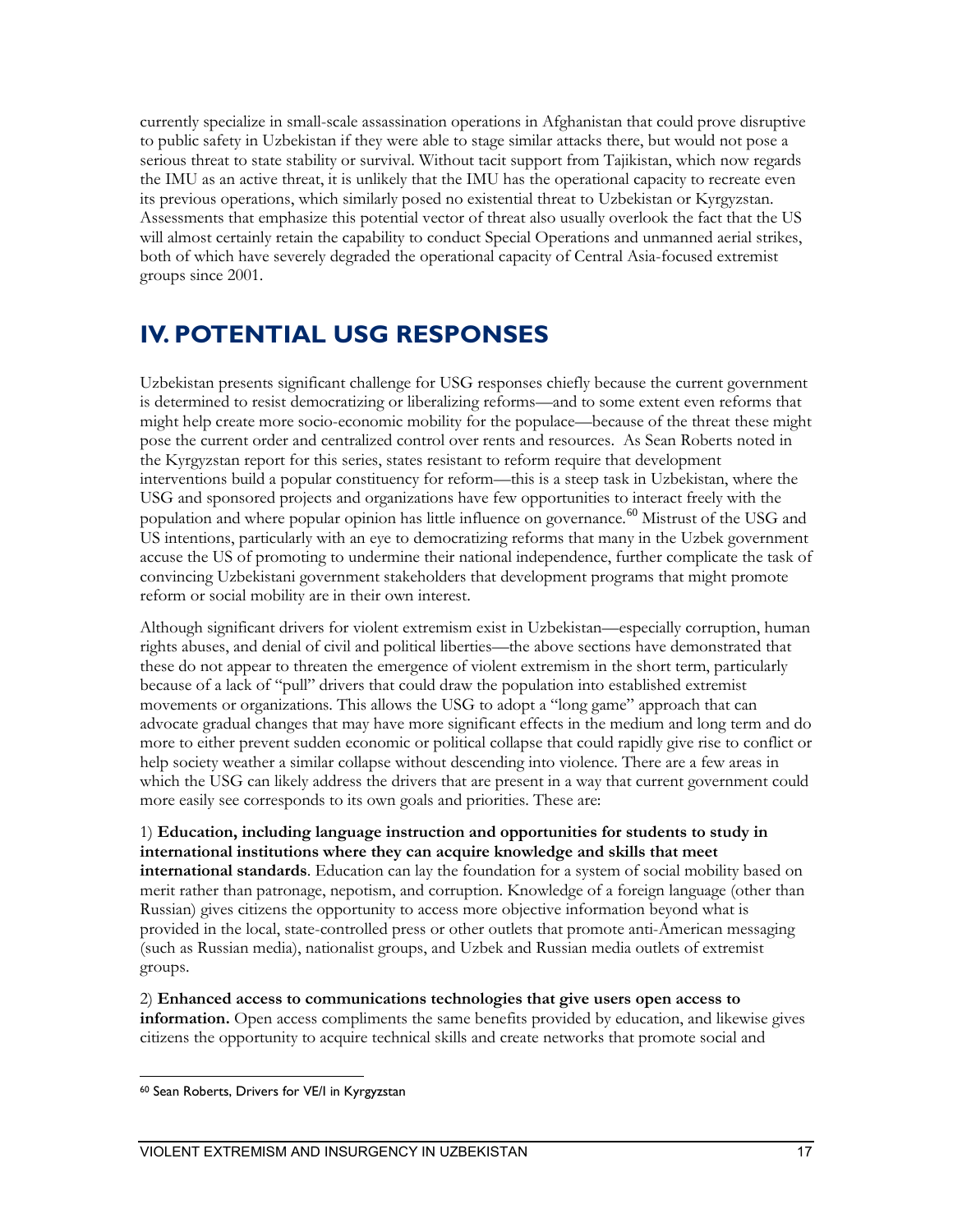currently specialize in small-scale assassination operations in Afghanistan that could prove disruptive to public safety in Uzbekistan if they were able to stage similar attacks there, but would not pose a serious threat to state stability or survival. Without tacit support from Tajikistan, which now regards the IMU as an active threat, it is unlikely that the IMU has the operational capacity to recreate even its previous operations, which similarly posed no existential threat to Uzbekistan or Kyrgyzstan. Assessments that emphasize this potential vector of threat also usually overlook the fact that the US will almost certainly retain the capability to conduct Special Operations and unmanned aerial strikes, both of which have severely degraded the operational capacity of Central Asia-focused extremist groups since 2001.

# IV. POTENTIAL USG RESPONSES

Uzbekistan presents significant challenge for USG responses chiefly because the current government is determined to resist democratizing or liberalizing reforms—and to some extent even reforms that might help create more socio-economic mobility for the populace—because of the threat these might pose the current order and centralized control over rents and resources. As Sean Roberts noted in the Kyrgyzstan report for this series, states resistant to reform require that development interventions build a popular constituency for reform—this is a steep task in Uzbekistan, where the USG and sponsored projects and organizations have few opportunities to interact freely with the population and where popular opinion has little influence on governance.[60] Mistrust of the USG and US intentions, particularly with an eye to democratizing reforms that many in the Uzbek government accuse the US of promoting to undermine their national independence, further complicate the task of convincing Uzbekistani government stakeholders that development programs that might promote reform or social mobility are in their own interest.

Although significant drivers for violent extremism exist in Uzbekistan—especially corruption, human rights abuses, and denial of civil and political liberties—the above sections have demonstrated that these do not appear to threaten the emergence of violent extremism in the short term, particularly because of a lack of "pull" drivers that could draw the population into established extremist movements or organizations. This allows the USG to adopt a "long game" approach that can advocate gradual changes that may have more significant effects in the medium and long term and do more to either prevent sudden economic or political collapse that could rapidly give rise to conflict or help society weather a similar collapse without descending into violence. There are a few areas in which the USG can likely address the drivers that are present in a way that current government could more easily see corresponds to its own goals and priorities. These are:

1) **Education, including language instruction and opportunities for students to study in international institutions where they can acquire knowledge and skills that meet international standards**. Education can lay the foundation for a system of social mobility based on merit rather than patronage, nepotism, and corruption. Knowledge of a foreign language (other than Russian) gives citizens the opportunity to access more objective information beyond what is provided in the local, state-controlled press or other outlets that promote anti-American messaging (such as Russian media), nationalist groups, and Uzbek and Russian media outlets of extremist groups.

2) **Enhanced access to communications technologies that give users open access to information.** Open access compliments the same benefits provided by education, and likewise gives citizens the opportunity to acquire technical skills and create networks that promote social and

[60] Sean Roberts, Drivers for VE/I in Kyrgyzstan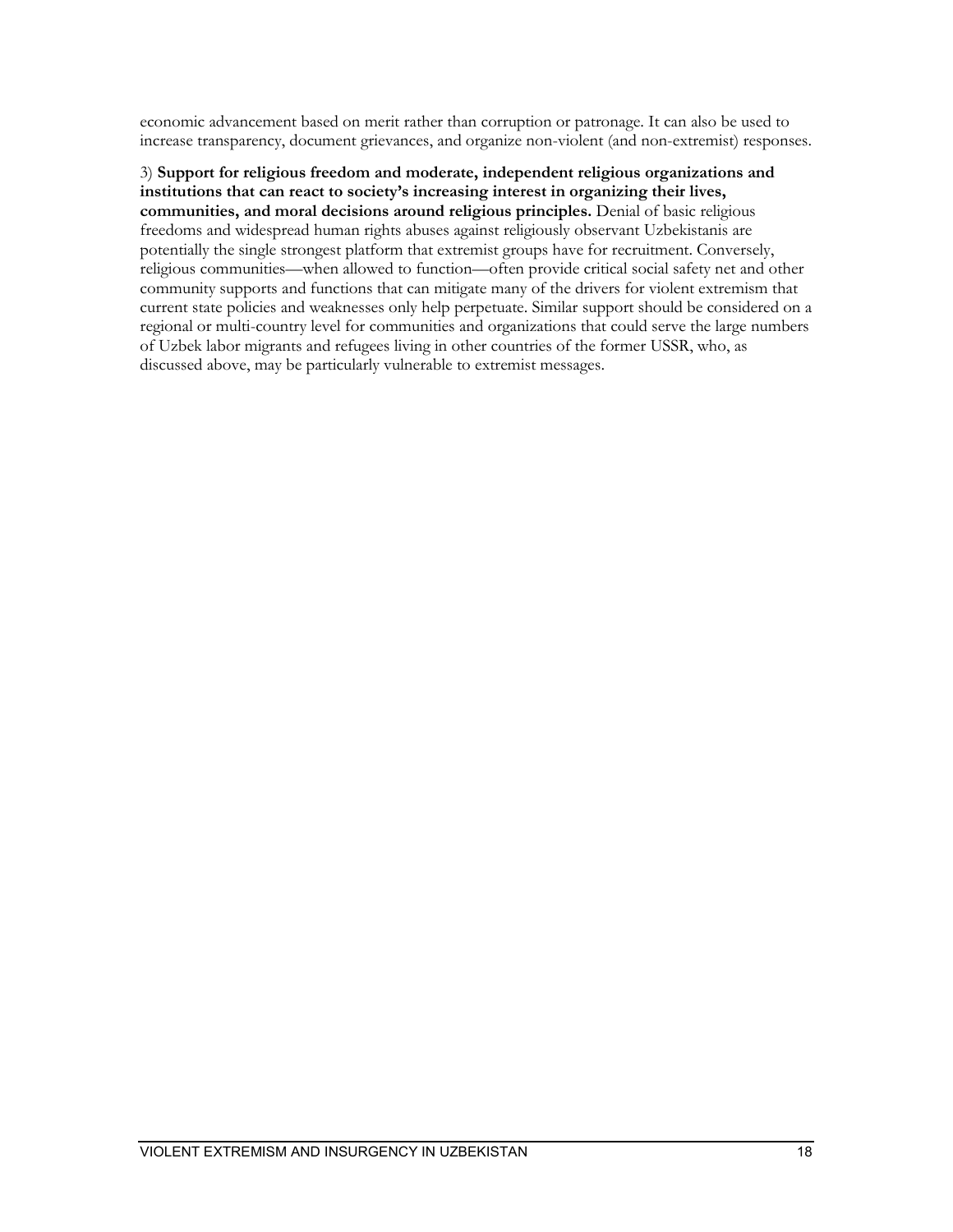economic advancement based on merit rather than corruption or patronage. It can also be used to increase transparency, document grievances, and organize non-violent (and non-extremist) responses.

3) **Support for religious freedom and moderate, independent religious organizations and institutions that can react to society's increasing interest in organizing their lives, communities, and moral decisions around religious principles.** Denial of basic religious freedoms and widespread human rights abuses against religiously observant Uzbekistanis are potentially the single strongest platform that extremist groups have for recruitment. Conversely, religious communities—when allowed to function—often provide critical social safety net and other community supports and functions that can mitigate many of the drivers for violent extremism that current state policies and weaknesses only help perpetuate. Similar support should be considered on a regional or multi-country level for communities and organizations that could serve the large numbers of Uzbek labor migrants and refugees living in other countries of the former USSR, who, as discussed above, may be particularly vulnerable to extremist messages.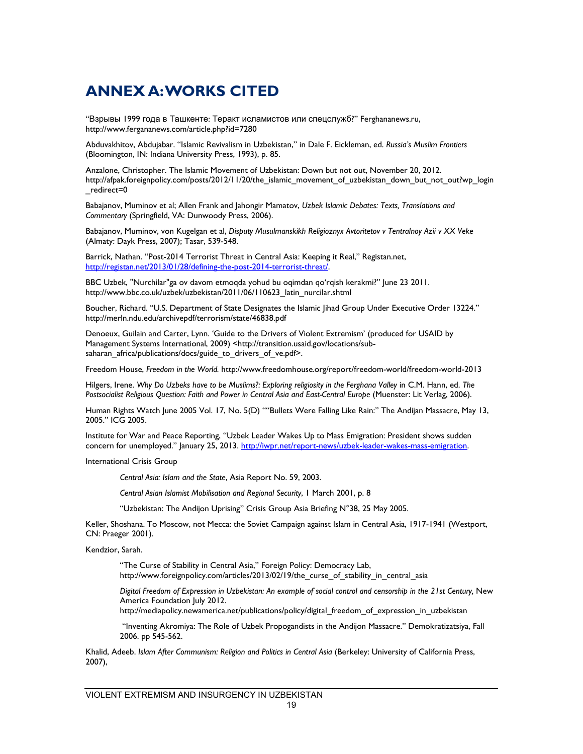# ANNEX A: WORKS CITED

"Взрывы 1999 года в Ташкенте: Теракт исламистов или спецслужб?" Ferghananews.ru, http://www.fergananews.com/article.php?id=7280

Abduvakhitov, Abdujabar. "Islamic Revivalism in Uzbekistan," in Dale F. Eickleman, ed. *Russia's Muslim Frontiers* (Bloomington, IN: Indiana University Press, 1993), p. 85.

Anzalone, Christopher. The Islamic Movement of Uzbekistan: Down but not out, November 20, 2012. http://afpak.foreignpolicy.com/posts/2012/11/20/the_islamic_movement_of_uzbekistan_down_but_not_out?wp_login_redirect=0

Babajanov, Muminov et al; Allen Frank and Jahongir Mamatov, *Uzbek Islamic Debates: Texts, Translations and Commentary* (Springfield, VA: Dunwoody Press, 2006).

Babajanov, Muminov, von Kugelgan et al, *Disputy Musulmanskikh Religioznyx Avtoritetov v Tentralnoy Azii v XX Veke* (Almaty: Dayk Press, 2007); Tasar, 539-548.

Barrick, Nathan. "Post-2014 Terrorist Threat in Central Asia: Keeping it Real," Registan.net, http://registan.net/2013/01/28/defining-the-post-2014-terrorist-threat/.

BBC Uzbek, "Nurchilar"ga ov davom etmoqda yohud bu oqimdan qo'rqish kerakmi?" June 23 2011. http://www.bbc.co.uk/uzbek/uzbekistan/2011/06/110623_latin_nurcilar.shtml

Boucher, Richard. "U.S. Department of State Designates the Islamic Jihad Group Under Executive Order 13224." http://merln.ndu.edu/archivepdf/terrorism/state/46838.pdf

Denoeux, Guilain and Carter, Lynn. 'Guide to the Drivers of Violent Extremism' (produced for USAID by Management Systems International, 2009) <http://transition.usaid.gov/locations/sub-saharan_africa/publications/docs/guide_to_drivers_of_ve.pdf>.

Freedom House, *Freedom in the World.* http://www.freedomhouse.org/report/freedom-world/freedom-world-2013

Hilgers, Irene. *Why Do Uzbeks have to be Muslims?: Exploring religiosity in the Ferghana Valley* in C.M. Hann, ed. *The Postsocialist Religious Question: Faith and Power in Central Asia and East-Central Europe* (Muenster: Lit Verlag, 2006).

Human Rights Watch June 2005 Vol. 17, No. 5(D) ""Bullets Were Falling Like Rain:" The Andijan Massacre, May 13, 2005." ICG 2005.

Institute for War and Peace Reporting, "Uzbek Leader Wakes Up to Mass Emigration: President shows sudden concern for unemployed." January 25, 2013. http://iwpr.net/report-news/uzbek-leader-wakes-mass-emigration.

International Crisis Group

*Central Asia: Islam and the State*, Asia Report No. 59, 2003.

*Central Asian Islamist Mobilisation and Regional Security*, 1 March 2001, p. 8

"Uzbekistan: The Andijon Uprising" Crisis Group Asia Briefing N°38, 25 May 2005.

Keller, Shoshana. To Moscow, not Mecca: the Soviet Campaign against Islam in Central Asia, 1917-1941 (Westport, CN: Praeger 2001).

Kendzior, Sarah.

"The Curse of Stability in Central Asia," Foreign Policy: Democracy Lab, http://www.foreignpolicy.com/articles/2013/02/19/the_curse_of_stability_in_central_asia

*Digital Freedom of Expression in Uzbekistan: An example of social control and censorship in the 21st Century,* New America Foundation July 2012. http://mediapolicy.newamerica.net/publications/policy/digital_freedom_of_expression_in_uzbekistan

"Inventing Akromiya: The Role of Uzbek Propogandists in the Andijon Massacre." Demokratizatsiya, Fall 2006. pp 545-562.

Khalid, Adeeb. *Islam After Communism: Religion and Politics in Central Asia* (Berkeley: University of California Press, 2007),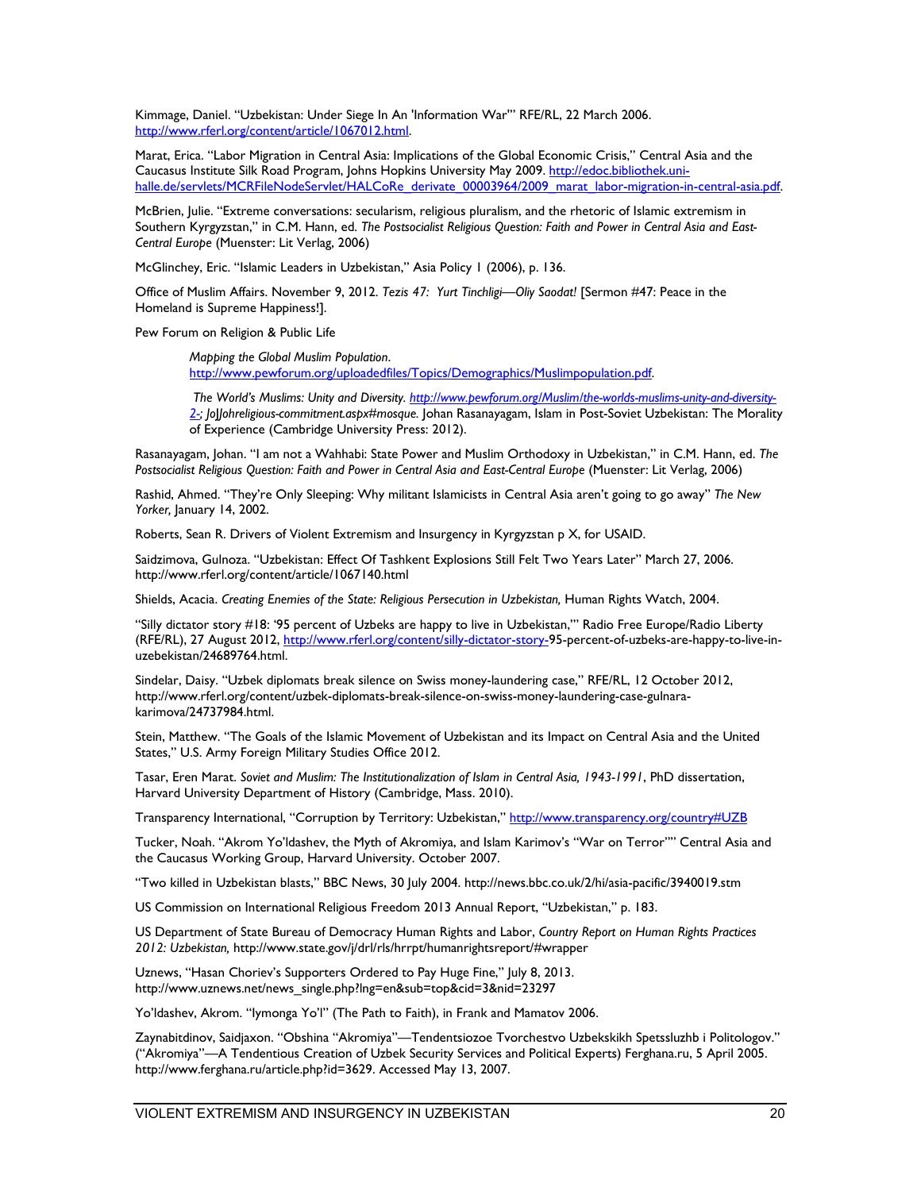Kimmage, Daniel. "Uzbekistan: Under Siege In An 'Information War'" RFE/RL, 22 March 2006. http://www.rferl.org/content/article/1067012.html.

Marat, Erica. "Labor Migration in Central Asia: Implications of the Global Economic Crisis," Central Asia and the Caucasus Institute Silk Road Program, Johns Hopkins University May 2009. http://edoc.bibliothek.uni-halle.de/servlets/MCRFileNodeServlet/HALCoRe_derivate_00003964/2009_marat_labor-migration-in-central-asia.pdf.

McBrien, Julie. "Extreme conversations: secularism, religious pluralism, and the rhetoric of Islamic extremism in Southern Kyrgyzstan," in C.M. Hann, ed. *The Postsocialist Religious Question: Faith and Power in Central Asia and East-Central Europe* (Muenster: Lit Verlag, 2006)

McGlinchey, Eric. "Islamic Leaders in Uzbekistan," Asia Policy 1 (2006), p. 136.

Office of Muslim Affairs. November 9, 2012. *Tezis 47: Yurt Tinchligi—Oliy Saodat!* [Sermon #47: Peace in the Homeland is Supreme Happiness!].

Pew Forum on Religion & Public Life

*Mapping the Global Muslim Population*. http://www.pewforum.org/uploadedfiles/Topics/Demographics/Muslimpopulation.pdf.

*The World's Muslims: Unity and Diversity. http://www.pewforum.org/Muslim/the-worlds-muslims-unity-and-diversity-2-; JoJJohreligious-commitment.aspx#mosque.* Johan Rasanayagam, Islam in Post-Soviet Uzbekistan: The Morality of Experience (Cambridge University Press: 2012).

Rasanayagam, Johan. "I am not a Wahhabi: State Power and Muslim Orthodoxy in Uzbekistan," in C.M. Hann, ed. *The Postsocialist Religious Question: Faith and Power in Central Asia and East-Central Europe* (Muenster: Lit Verlag, 2006)

Rashid, Ahmed. "They're Only Sleeping: Why militant Islamicists in Central Asia aren't going to go away" *The New Yorker,* January 14, 2002.

Roberts, Sean R. Drivers of Violent Extremism and Insurgency in Kyrgyzstan p X, for USAID.

Saidzimova, Gulnoza. "Uzbekistan: Effect Of Tashkent Explosions Still Felt Two Years Later" March 27, 2006. http://www.rferl.org/content/article/1067140.html

Shields, Acacia. *Creating Enemies of the State: Religious Persecution in Uzbekistan,* Human Rights Watch, 2004.

"Silly dictator story #18: '95 percent of Uzbeks are happy to live in Uzbekistan,'" Radio Free Europe/Radio Liberty (RFE/RL), 27 August 2012, http://www.rferl.org/content/silly-dictator-story-95-percent-of-uzbeks-are-happy-to-live-in-uzebekistan/24689764.html.

Sindelar, Daisy. "Uzbek diplomats break silence on Swiss money-laundering case," RFE/RL, 12 October 2012, http://www.rferl.org/content/uzbek-diplomats-break-silence-on-swiss-money-laundering-case-gulnara-karimova/24737984.html.

Stein, Matthew. "The Goals of the Islamic Movement of Uzbekistan and its Impact on Central Asia and the United States," U.S. Army Foreign Military Studies Office 2012.

Tasar, Eren Marat. *Soviet and Muslim: The Institutionalization of Islam in Central Asia, 1943-1991*, PhD dissertation, Harvard University Department of History (Cambridge, Mass. 2010).

Transparency International, "Corruption by Territory: Uzbekistan," http://www.transparency.org/country#UZB

Tucker, Noah. "Akrom Yo'ldashev, the Myth of Akromiya, and Islam Karimov's "War on Terror"" Central Asia and the Caucasus Working Group, Harvard University. October 2007.

"Two killed in Uzbekistan blasts," BBC News, 30 July 2004. http://news.bbc.co.uk/2/hi/asia-pacific/3940019.stm

US Commission on International Religious Freedom 2013 Annual Report, "Uzbekistan," p. 183.

US Department of State Bureau of Democracy Human Rights and Labor, *Country Report on Human Rights Practices 2012: Uzbekistan,* http://www.state.gov/j/drl/rls/hrrpt/humanrightsreport/#wrapper

Uznews, "Hasan Choriev's Supporters Ordered to Pay Huge Fine," July 8, 2013. http://www.uznews.net/news_single.php?lng=en&sub=top&cid=3&nid=23297

Yo'ldashev, Akrom. "Iymonga Yo'l" (The Path to Faith), in Frank and Mamatov 2006.

Zaynabitdinov, Saidjaxon. "Obshina "Akromiya"—Tendentsiozoe Tvorchestvo Uzbekskikh Spetssluzhb i Politologov." ("Akromiya"—A Tendentious Creation of Uzbek Security Services and Political Experts) Ferghana.ru, 5 April 2005. http://www.ferghana.ru/article.php?id=3629. Accessed May 13, 2007.